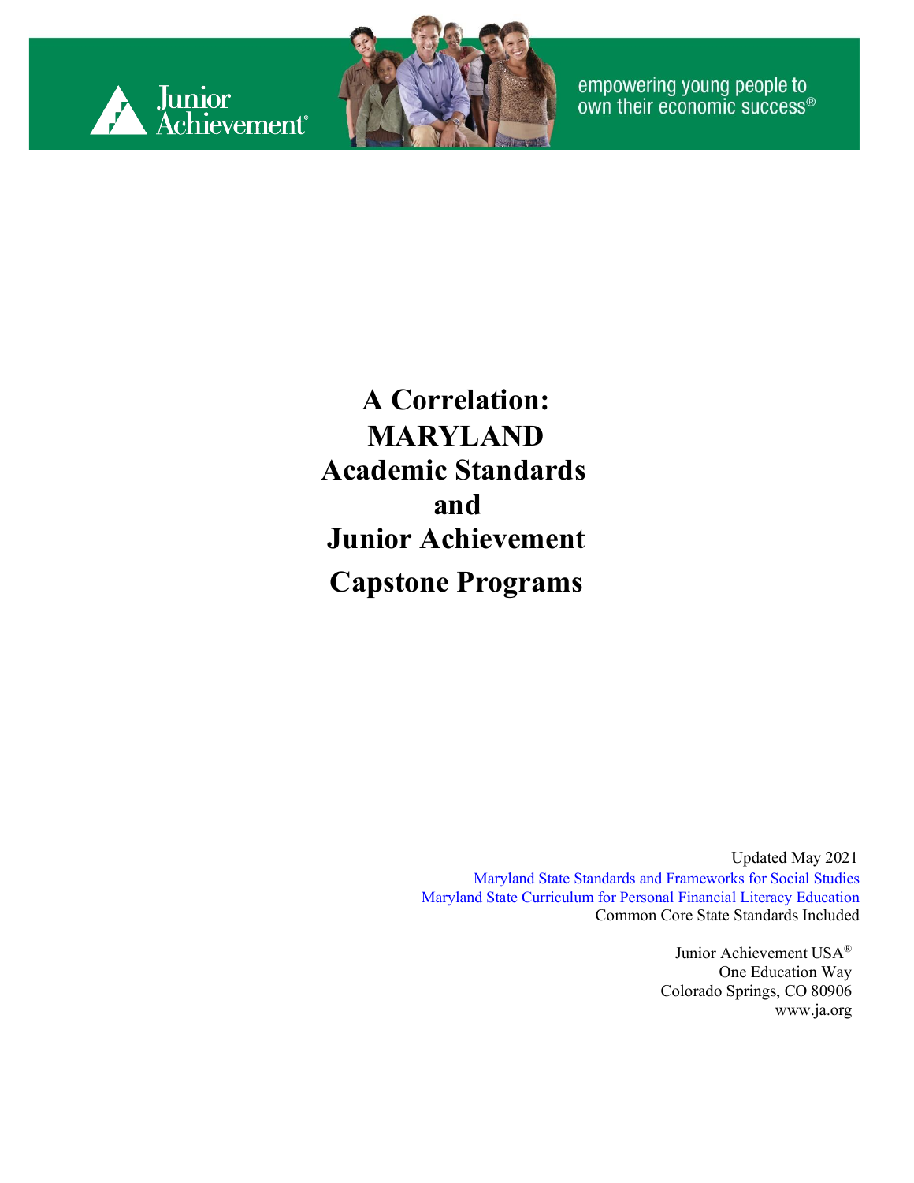Junior Achievement

empowering young people to own their economic success®

# A Correlation: MARYLAND Academic Standards and Junior Achievement Capstone Programs

Updated May 2021

[Maryland State Standards and Frameworks for Social Studies](#)

[Maryland State Curriculum for Personal Financial Literacy Education](#)

Common Core State Standards Included

Junior Achievement USA®
One Education Way
Colorado Springs, CO 80906
www.ja.org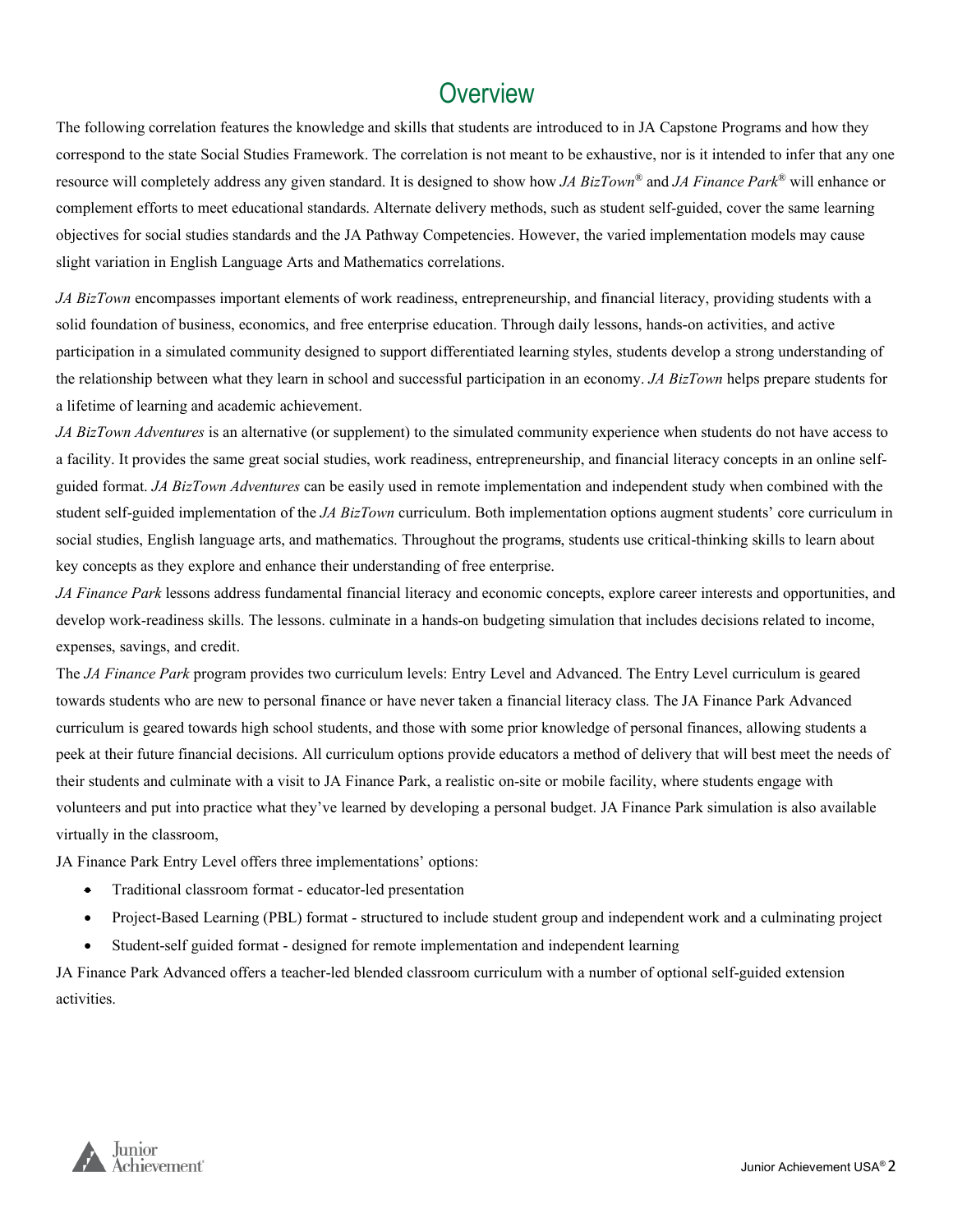# Overview

The following correlation features the knowledge and skills that students are introduced to in JA Capstone Programs and how they correspond to the state Social Studies Framework. The correlation is not meant to be exhaustive, nor is it intended to infer that any one resource will completely address any given standard. It is designed to show how *JA BizTown*® and *JA Finance Park*® will enhance or complement efforts to meet educational standards. Alternate delivery methods, such as student self-guided, cover the same learning objectives for social studies standards and the JA Pathway Competencies. However, the varied implementation models may cause slight variation in English Language Arts and Mathematics correlations.

*JA BizTown* encompasses important elements of work readiness, entrepreneurship, and financial literacy, providing students with a solid foundation of business, economics, and free enterprise education. Through daily lessons, hands-on activities, and active participation in a simulated community designed to support differentiated learning styles, students develop a strong understanding of the relationship between what they learn in school and successful participation in an economy. *JA BizTown* helps prepare students for a lifetime of learning and academic achievement.

*JA BizTown Adventures* is an alternative (or supplement) to the simulated community experience when students do not have access to a facility. It provides the same great social studies, work readiness, entrepreneurship, and financial literacy concepts in an online self-guided format. *JA BizTown Adventures* can be easily used in remote implementation and independent study when combined with the student self-guided implementation of the *JA BizTown* curriculum. Both implementation options augment students' core curriculum in social studies, English language arts, and mathematics. Throughout the programs, students use critical-thinking skills to learn about key concepts as they explore and enhance their understanding of free enterprise.

*JA Finance Park* lessons address fundamental financial literacy and economic concepts, explore career interests and opportunities, and develop work-readiness skills. The lessons. culminate in a hands-on budgeting simulation that includes decisions related to income, expenses, savings, and credit.

The *JA Finance Park* program provides two curriculum levels: Entry Level and Advanced. The Entry Level curriculum is geared towards students who are new to personal finance or have never taken a financial literacy class. The JA Finance Park Advanced curriculum is geared towards high school students, and those with some prior knowledge of personal finances, allowing students a peek at their future financial decisions. All curriculum options provide educators a method of delivery that will best meet the needs of their students and culminate with a visit to JA Finance Park, a realistic on-site or mobile facility, where students engage with volunteers and put into practice what they've learned by developing a personal budget. JA Finance Park simulation is also available virtually in the classroom,

JA Finance Park Entry Level offers three implementations' options:

- Traditional classroom format - educator-led presentation
- Project-Based Learning (PBL) format - structured to include student group and independent work and a culminating project
- Student-self guided format - designed for remote implementation and independent learning

JA Finance Park Advanced offers a teacher-led blended classroom curriculum with a number of optional self-guided extension activities.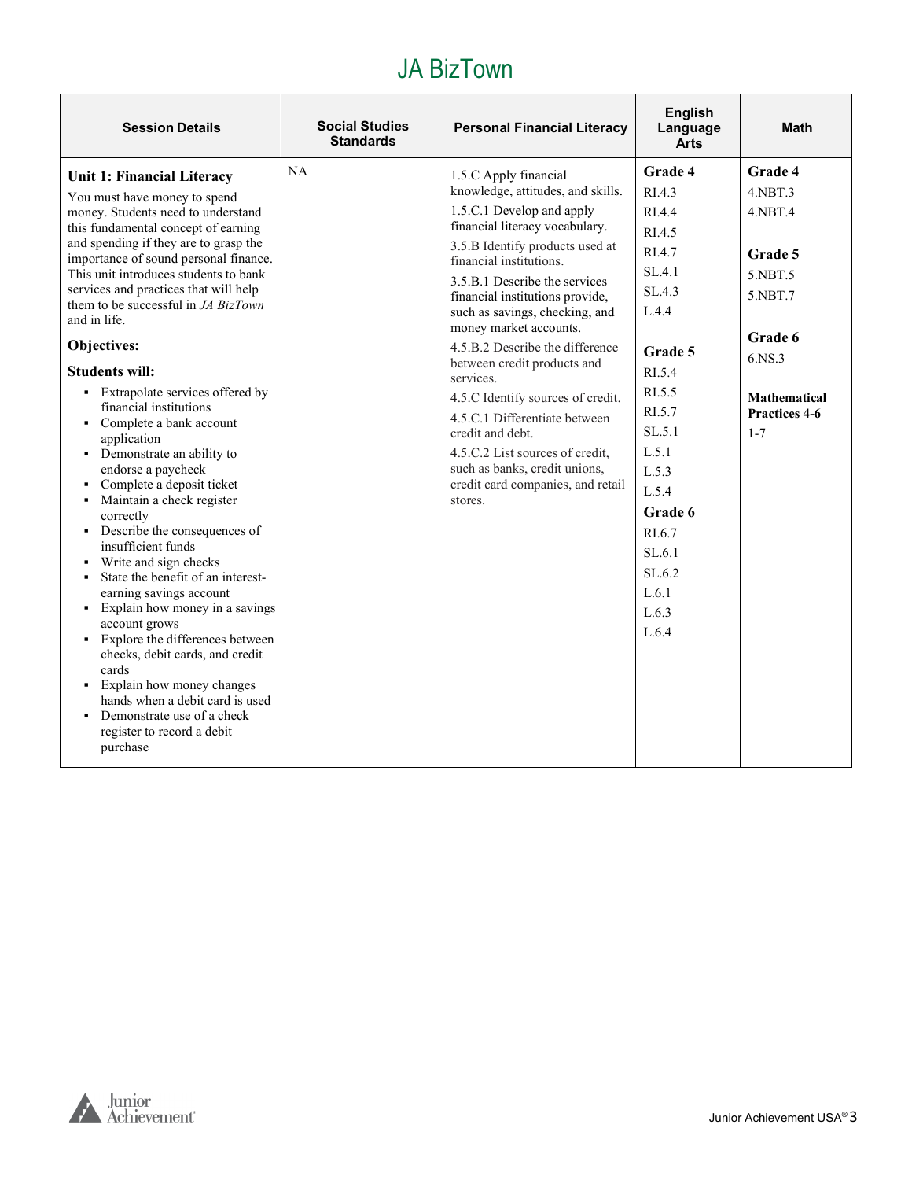# JA BizTown

| Session Details | Social Studies Standards | Personal Financial Literacy | English Language Arts | Math |
|---|---|---|---|---|
| **Unit 1: Financial Literacy**<br>You must have money to spend money. Students need to understand this fundamental concept of earning and spending if they are to grasp the importance of sound personal finance. This unit introduces students to bank services and practices that will help them to be successful in *JA BizTown* and in life.<br>**Objectives:**<br>**Students will:**<br>▪ Extrapolate services offered by financial institutions<br>▪ Complete a bank account application<br>▪ Demonstrate an ability to endorse a paycheck<br>▪ Complete a deposit ticket<br>▪ Maintain a check register correctly<br>▪ Describe the consequences of insufficient funds<br>▪ Write and sign checks<br>▪ State the benefit of an interest-earning savings account<br>▪ Explain how money in a savings account grows<br>▪ Explore the differences between checks, debit cards, and credit cards<br>▪ Explain how money changes hands when a debit card is used<br>▪ Demonstrate use of a check register to record a debit purchase | NA | 1.5.C Apply financial knowledge, attitudes, and skills.<br>1.5.C.1 Develop and apply financial literacy vocabulary.<br>3.5.B Identify products used at financial institutions.<br>3.5.B.1 Describe the services financial institutions provide, such as savings, checking, and money market accounts.<br>4.5.B.2 Describe the difference between credit products and services.<br>4.5.C Identify sources of credit.<br>4.5.C.1 Differentiate between credit and debt.<br>4.5.C.2 List sources of credit, such as banks, credit unions, credit card companies, and retail stores. | **Grade 4**<br>RI.4.3<br>RI.4.4<br>RI.4.5<br>RI.4.7<br>SL.4.1<br>SL.4.3<br>L.4.4<br>**Grade 5**<br>RI.5.4<br>RI.5.5<br>RI.5.7<br>SL.5.1<br>L.5.1<br>L.5.3<br>L.5.4<br>**Grade 6**<br>RI.6.7<br>SL.6.1<br>SL.6.2<br>L.6.1<br>L.6.3<br>L.6.4 | **Grade 4**<br>4.NBT.3<br>4.NBT.4<br>**Grade 5**<br>5.NBT.5<br>5.NBT.7<br>**Grade 6**<br>6.NS.3<br>**Mathematical Practices 4-6**<br>1-7 |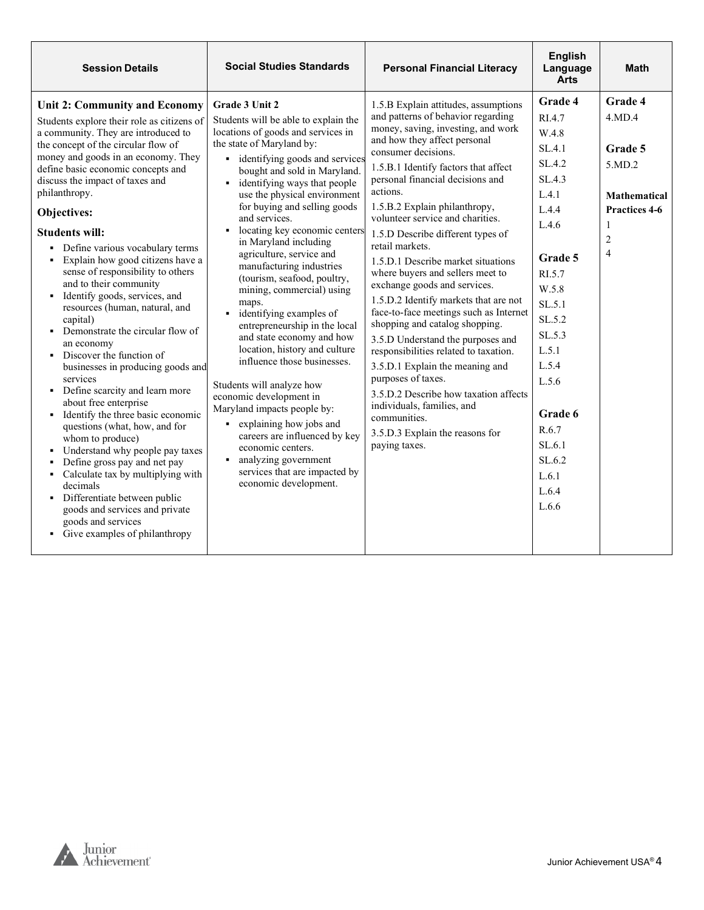| Session Details | Social Studies Standards | Personal Financial Literacy | English Language Arts | Math |
|---|---|---|---|---|
| **Unit 2: Community and Economy**<br>Students explore their role as citizens of a community. They are introduced to the concept of the circular flow of money and goods in an economy. They define basic economic concepts and discuss the impact of taxes and philanthropy.<br>**Objectives:**<br>**Students will:**<br>▪ Define various vocabulary terms<br>▪ Explain how good citizens have a sense of responsibility to others and to their community<br>▪ Identify goods, services, and resources (human, natural, and capital)<br>▪ Demonstrate the circular flow of an economy<br>▪ Discover the function of businesses in producing goods and services<br>▪ Define scarcity and learn more about free enterprise<br>▪ Identify the three basic economic questions (what, how, and for whom to produce)<br>▪ Understand why people pay taxes<br>▪ Define gross pay and net pay<br>▪ Calculate tax by multiplying with decimals<br>▪ Differentiate between public goods and services and private goods and services<br>▪ Give examples of philanthropy | **Grade 3 Unit 2**<br>Students will be able to explain the locations of goods and services in the state of Maryland by:<br>▪ identifying goods and services bought and sold in Maryland.<br>▪ identifying ways that people use the physical environment for buying and selling goods and services.<br>▪ locating key economic centers in Maryland including agriculture, service and manufacturing industries (tourism, seafood, poultry, mining, commercial) using maps.<br>▪ identifying examples of entrepreneurship in the local and state economy and how location, history and culture influence those businesses.<br><br>Students will analyze how economic development in Maryland impacts people by:<br>▪ explaining how jobs and careers are influenced by key economic centers.<br>▪ analyzing government services that are impacted by economic development. | 1.5.B Explain attitudes, assumptions and patterns of behavior regarding money, saving, investing, and work and how they affect personal consumer decisions.<br>1.5.B.1 Identify factors that affect personal financial decisions and actions.<br>1.5.B.2 Explain philanthropy, volunteer service and charities.<br>1.5.D Describe different types of retail markets.<br>1.5.D.1 Describe market situations where buyers and sellers meet to exchange goods and services.<br>1.5.D.2 Identify markets that are not face-to-face meetings such as Internet shopping and catalog shopping.<br>3.5.D Understand the purposes and responsibilities related to taxation.<br>3.5.D.1 Explain the meaning and purposes of taxes.<br>3.5.D.2 Describe how taxation affects individuals, families, and communities.<br>3.5.D.3 Explain the reasons for paying taxes. | **Grade 4**<br>RI.4.7<br>W.4.8<br>SL.4.1<br>SL.4.2<br>SL.4.3<br>L.4.1<br>L.4.4<br>L.4.6<br><br>**Grade 5**<br>RI.5.7<br>W.5.8<br>SL.5.1<br>SL.5.2<br>SL.5.3<br>L.5.1<br>L.5.4<br>L.5.6<br><br>**Grade 6**<br>R.6.7<br>SL.6.1<br>SL.6.2<br>L.6.1<br>L.6.4<br>L.6.6 | **Grade 4**<br>4.MD.4<br><br>**Grade 5**<br>5.MD.2<br><br>**Mathematical Practices 4-6**<br>1<br>2<br>4 |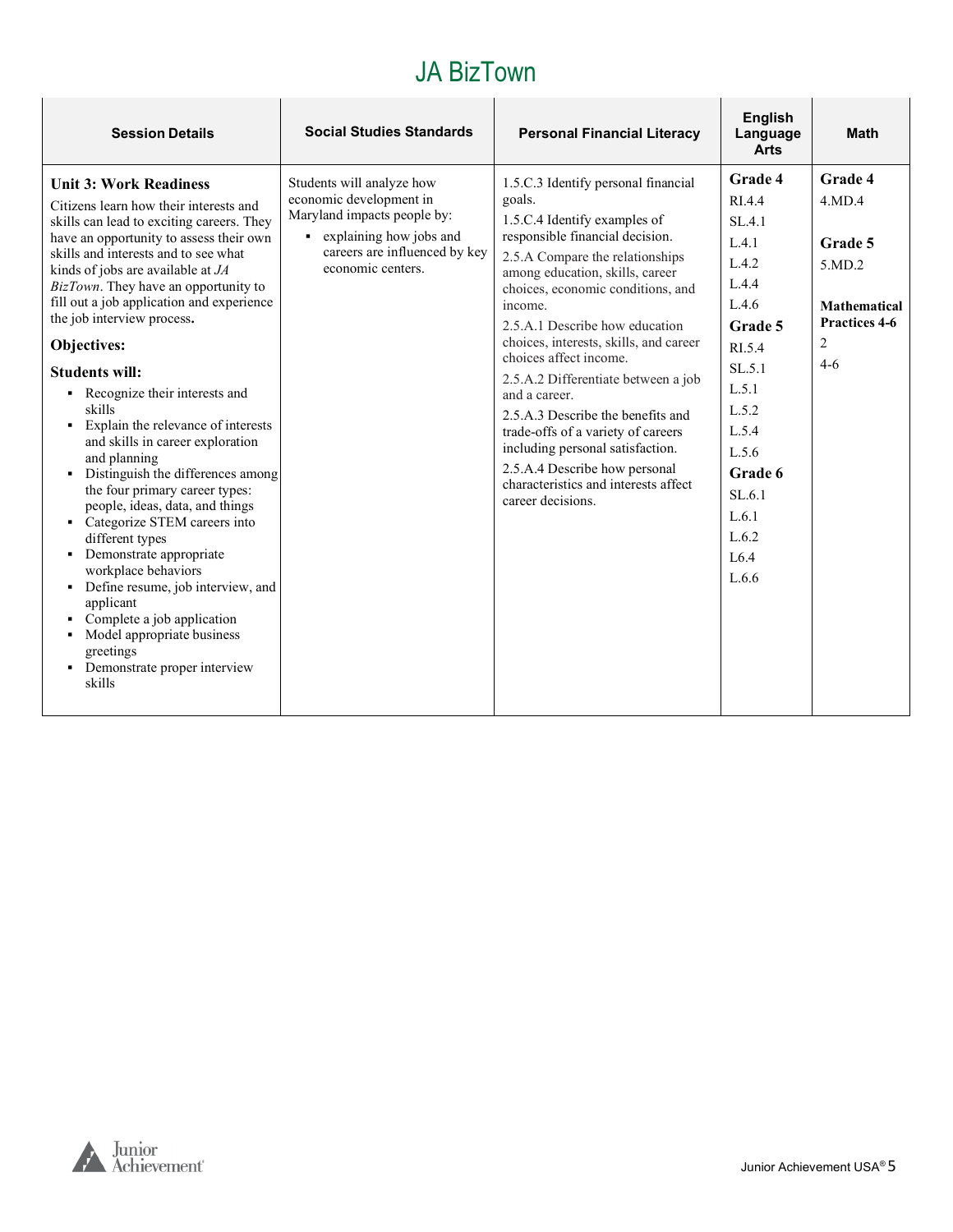# JA BizTown

| Session Details | Social Studies Standards | Personal Financial Literacy | English Language Arts | Math |
|---|---|---|---|---|
| **Unit 3: Work Readiness**<br>Citizens learn how their interests and skills can lead to exciting careers. They have an opportunity to assess their own skills and interests and to see what kinds of jobs are available at *JA BizTown*. They have an opportunity to fill out a job application and experience the job interview process.<br>**Objectives:**<br>**Students will:**<br>▪ Recognize their interests and skills<br>▪ Explain the relevance of interests and skills in career exploration and planning<br>▪ Distinguish the differences among the four primary career types: people, ideas, data, and things<br>▪ Categorize STEM careers into different types<br>▪ Demonstrate appropriate workplace behaviors<br>▪ Define resume, job interview, and applicant<br>▪ Complete a job application<br>▪ Model appropriate business greetings<br>▪ Demonstrate proper interview skills | Students will analyze how economic development in Maryland impacts people by:<br>▪ explaining how jobs and careers are influenced by key economic centers. | 1.5.C.3 Identify personal financial goals.<br>1.5.C.4 Identify examples of responsible financial decision.<br>2.5.A Compare the relationships among education, skills, career choices, economic conditions, and income.<br>2.5.A.1 Describe how education choices, interests, skills, and career choices affect income.<br>2.5.A.2 Differentiate between a job and a career.<br>2.5.A.3 Describe the benefits and trade-offs of a variety of careers including personal satisfaction.<br>2.5.A.4 Describe how personal characteristics and interests affect career decisions. | **Grade 4**<br>RI.4.4<br>SL.4.1<br>L.4.1<br>L.4.2<br>L.4.4<br>L.4.6<br>**Grade 5**<br>RI.5.4<br>SL.5.1<br>L.5.1<br>L.5.2<br>L.5.4<br>L.5.6<br>**Grade 6**<br>SL.6.1<br>L.6.1<br>L.6.2<br>L6.4<br>L.6.6 | **Grade 4**<br>4.MD.4<br><br>**Grade 5**<br>5.MD.2<br><br>**Mathematical Practices 4-6**<br>2<br>4-6 |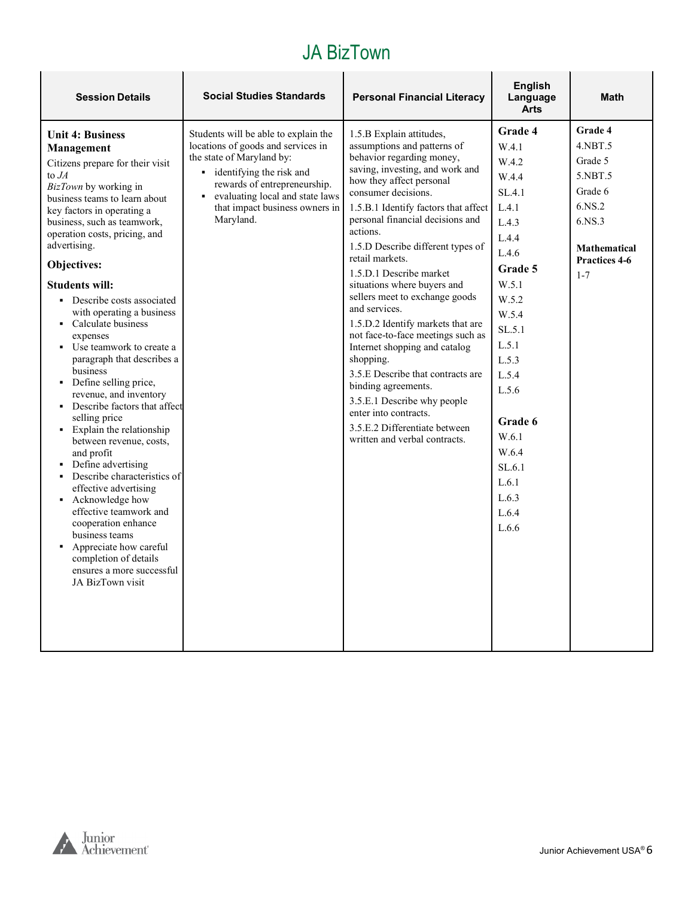# JA BizTown

| Session Details | Social Studies Standards | Personal Financial Literacy | English Language Arts | Math |
|---|---|---|---|---|
| **Unit 4: Business Management**<br>Citizens prepare for their visit to *JA BizTown* by working in business teams to learn about key factors in operating a business, such as teamwork, operation costs, pricing, and advertising.<br>**Objectives:**<br>**Students will:**<br>▪ Describe costs associated with operating a business<br>▪ Calculate business expenses<br>▪ Use teamwork to create a paragraph that describes a business<br>▪ Define selling price, revenue, and inventory<br>▪ Describe factors that affect selling price<br>▪ Explain the relationship between revenue, costs, and profit<br>▪ Define advertising<br>▪ Describe characteristics of effective advertising<br>▪ Acknowledge how effective teamwork and cooperation enhance business teams<br>▪ Appreciate how careful completion of details ensures a more successful JA BizTown visit | Students will be able to explain the locations of goods and services in the state of Maryland by:<br>▪ identifying the risk and rewards of entrepreneurship.<br>▪ evaluating local and state laws that impact business owners in Maryland. | 1.5.B Explain attitudes, assumptions and patterns of behavior regarding money, saving, investing, and work and how they affect personal consumer decisions.<br>1.5.B.1 Identify factors that affect personal financial decisions and actions.<br>1.5.D Describe different types of retail markets.<br>1.5.D.1 Describe market situations where buyers and sellers meet to exchange goods and services.<br>1.5.D.2 Identify markets that are not face-to-face meetings such as Internet shopping and catalog shopping.<br>3.5.E Describe that contracts are binding agreements.<br>3.5.E.1 Describe why people enter into contracts.<br>3.5.E.2 Differentiate between written and verbal contracts. | **Grade 4**<br>W.4.1<br>W.4.2<br>W.4.4<br>SL.4.1<br>L.4.1<br>L.4.3<br>L.4.4<br>L.4.6<br>**Grade 5**<br>W.5.1<br>W.5.2<br>W.5.4<br>SL.5.1<br>L.5.1<br>L.5.3<br>L.5.4<br>L.5.6<br>**Grade 6**<br>W.6.1<br>W.6.4<br>SL.6.1<br>L.6.1<br>L.6.3<br>L.6.4<br>L.6.6 | **Grade 4**<br>4.NBT.5<br>Grade 5<br>5.NBT.5<br>Grade 6<br>6.NS.2<br>6.NS.3<br>**Mathematical Practices 4-6**<br>1-7 |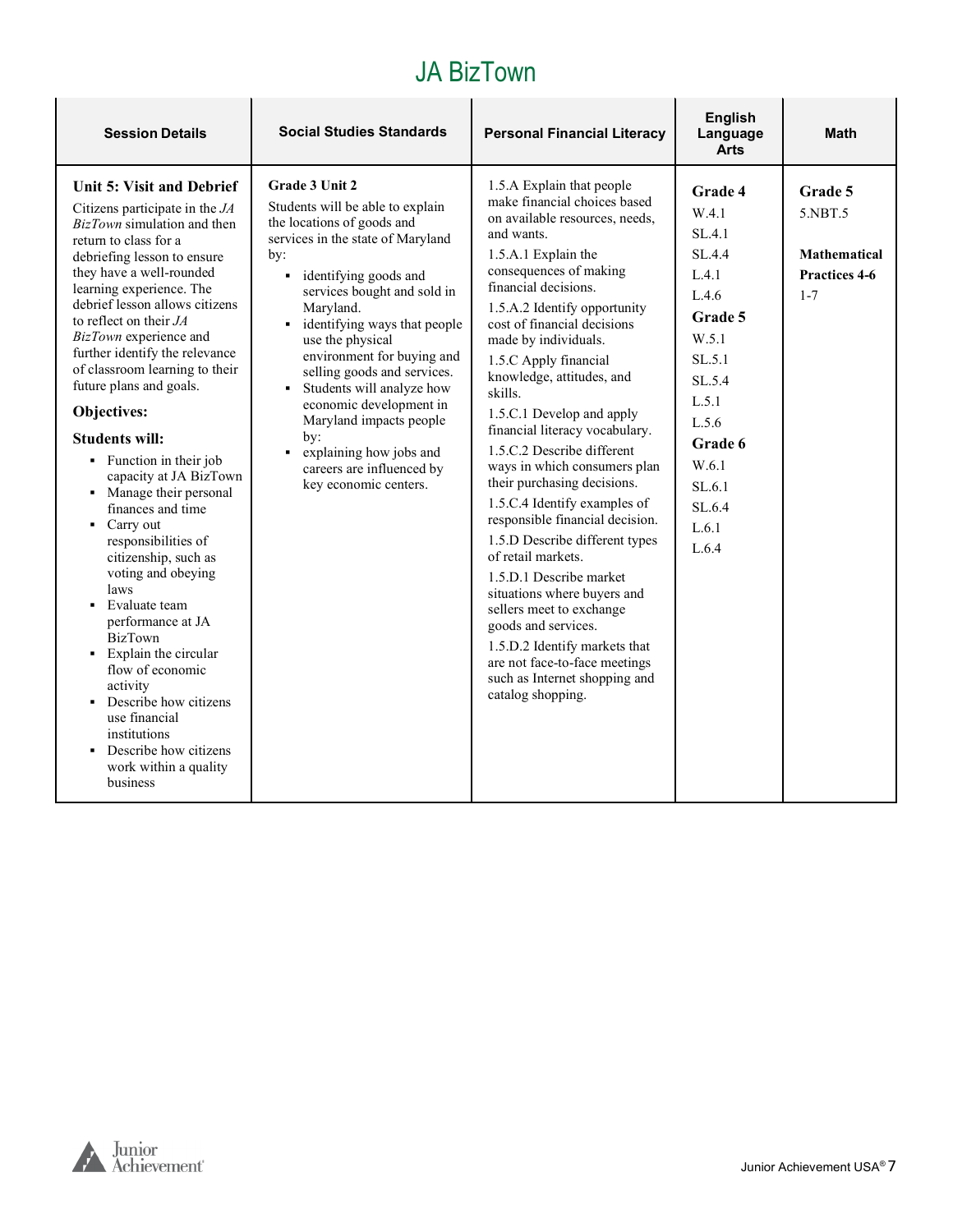# JA BizTown

| Session Details | Social Studies Standards | Personal Financial Literacy | English Language Arts | Math |
|---|---|---|---|---|
| **Unit 5: Visit and Debrief**<br><br>Citizens participate in the *JA BizTown* simulation and then return to class for a debriefing lesson to ensure they have a well-rounded learning experience. The debrief lesson allows citizens to reflect on their *JA BizTown* experience and further identify the relevance of classroom learning to their future plans and goals.<br><br>**Objectives:**<br><br>**Students will:**<br>▪ Function in their job capacity at JA BizTown<br>▪ Manage their personal finances and time<br>▪ Carry out responsibilities of citizenship, such as voting and obeying laws<br>▪ Evaluate team performance at JA BizTown<br>▪ Explain the circular flow of economic activity<br>▪ Describe how citizens use financial institutions<br>▪ Describe how citizens work within a quality business | **Grade 3 Unit 2**<br><br>Students will be able to explain the locations of goods and services in the state of Maryland by:<br>▪ identifying goods and services bought and sold in Maryland.<br>▪ identifying ways that people use the physical environment for buying and selling goods and services.<br>▪ Students will analyze how economic development in Maryland impacts people by:<br>▪ explaining how jobs and careers are influenced by key economic centers. | 1.5.A Explain that people make financial choices based on available resources, needs, and wants.<br>1.5.A.1 Explain the consequences of making financial decisions.<br>1.5.A.2 Identify opportunity cost of financial decisions made by individuals.<br>1.5.C Apply financial knowledge, attitudes, and skills.<br>1.5.C.1 Develop and apply financial literacy vocabulary.<br>1.5.C.2 Describe different ways in which consumers plan their purchasing decisions.<br>1.5.C.4 Identify examples of responsible financial decision.<br>1.5.D Describe different types of retail markets.<br>1.5.D.1 Describe market situations where buyers and sellers meet to exchange goods and services.<br>1.5.D.2 Identify markets that are not face-to-face meetings such as Internet shopping and catalog shopping. | **Grade 4**<br>W.4.1<br>SL.4.1<br>SL.4.4<br>L.4.1<br>L.4.6<br>**Grade 5**<br>W.5.1<br>SL.5.1<br>SL.5.4<br>L.5.1<br>L.5.6<br>**Grade 6**<br>W.6.1<br>SL.6.1<br>SL.6.4<br>L.6.1<br>L.6.4 | **Grade 5**<br>5.NBT.5<br><br>**Mathematical Practices 4-6**<br>1-7 |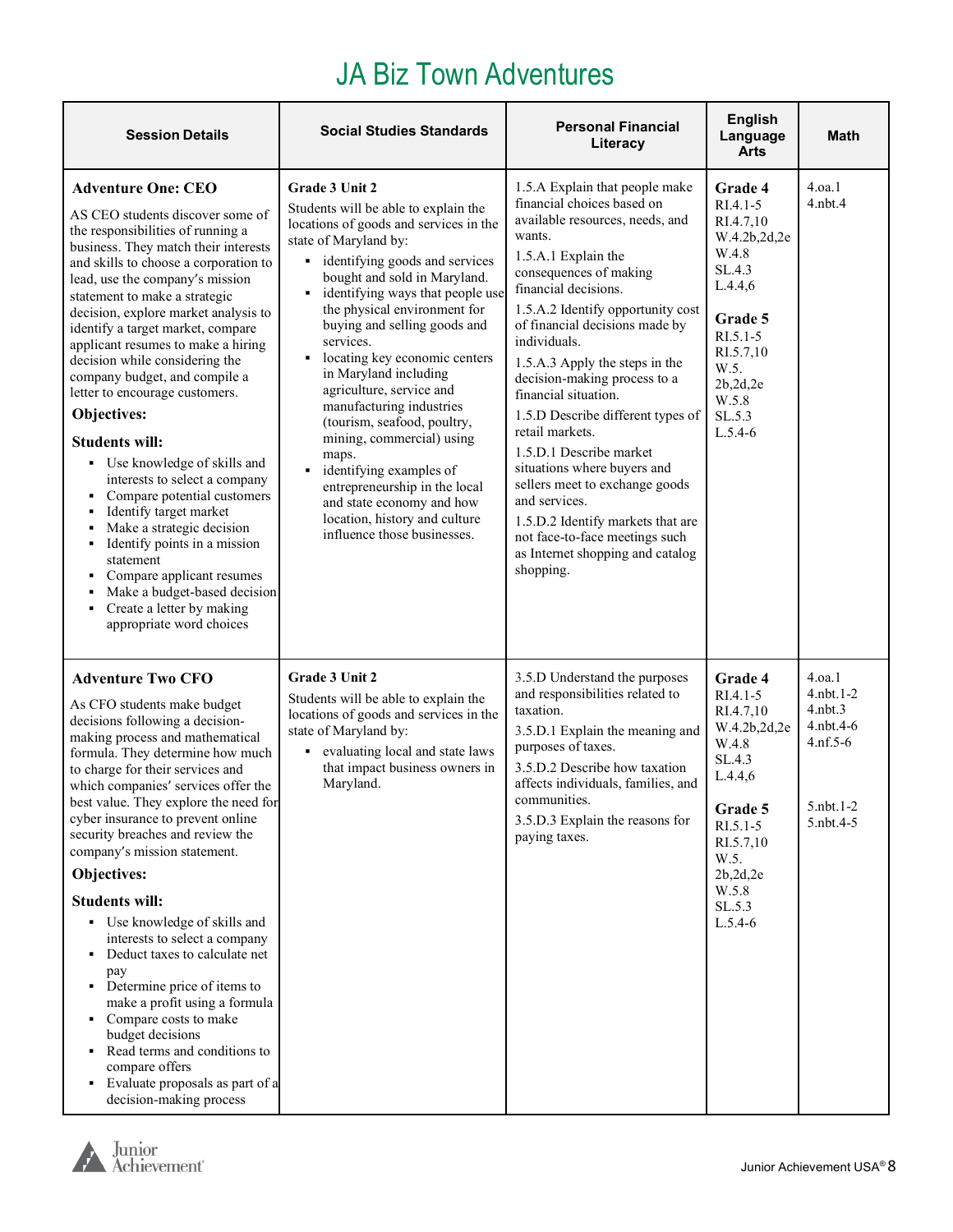# JA Biz Town Adventures

| Session Details | Social Studies Standards | Personal Financial Literacy | English Language Arts | Math |
|---|---|---|---|---|
| **Adventure One: CEO**<br>AS CEO students discover some of the responsibilities of running a business. They match their interests and skills to choose a corporation to lead, use the company's mission statement to make a strategic decision, explore market analysis to identify a target market, compare applicant resumes to make a hiring decision while considering the company budget, and compile a letter to encourage customers.<br>**Objectives:**<br>**Students will:**<br>▪ Use knowledge of skills and interests to select a company<br>▪ Compare potential customers<br>▪ Identify target market<br>▪ Make a strategic decision<br>▪ Identify points in a mission statement<br>▪ Compare applicant resumes<br>▪ Make a budget-based decision<br>▪ Create a letter by making appropriate word choices | **Grade 3 Unit 2**<br>Students will be able to explain the locations of goods and services in the state of Maryland by:<br>▪ identifying goods and services bought and sold in Maryland.<br>▪ identifying ways that people use the physical environment for buying and selling goods and services.<br>▪ locating key economic centers in Maryland including agriculture, service and manufacturing industries (tourism, seafood, poultry, mining, commercial) using maps.<br>▪ identifying examples of entrepreneurship in the local and state economy and how location, history and culture influence those businesses. | 1.5.A Explain that people make financial choices based on available resources, needs, and wants.<br>1.5.A.1 Explain the consequences of making financial decisions.<br>1.5.A.2 Identify opportunity cost of financial decisions made by individuals.<br>1.5.A.3 Apply the steps in the decision-making process to a financial situation.<br>1.5.D Describe different types of retail markets.<br>1.5.D.1 Describe market situations where buyers and sellers meet to exchange goods and services.<br>1.5.D.2 Identify markets that are not face-to-face meetings such as Internet shopping and catalog shopping. | **Grade 4**<br>RI.4.1-5<br>RI.4.7,10<br>W.4.2b,2d,2e<br>W.4.8<br>SL.4.3<br>L.4.4,6<br><br>**Grade 5**<br>RI.5.1-5<br>RI.5.7,10<br>W.5. 2b,2d,2e<br>W.5.8<br>SL.5.3<br>L.5.4-6 | 4.oa.1<br>4.nbt.4 |
| **Adventure Two CFO**<br>As CFO students make budget decisions following a decision-making process and mathematical formula. They determine how much to charge for their services and which companies' services offer the best value. They explore the need for cyber insurance to prevent online security breaches and review the company's mission statement.<br>**Objectives:**<br>**Students will:**<br>▪ Use knowledge of skills and interests to select a company<br>▪ Deduct taxes to calculate net pay<br>▪ Determine price of items to make a profit using a formula<br>▪ Compare costs to make budget decisions<br>▪ Read terms and conditions to compare offers<br>▪ Evaluate proposals as part of a decision-making process | **Grade 3 Unit 2**<br>Students will be able to explain the locations of goods and services in the state of Maryland by:<br>▪ evaluating local and state laws that impact business owners in Maryland. | 3.5.D Understand the purposes and responsibilities related to taxation.<br>3.5.D.1 Explain the meaning and purposes of taxes.<br>3.5.D.2 Describe how taxation affects individuals, families, and communities.<br>3.5.D.3 Explain the reasons for paying taxes. | **Grade 4**<br>RI.4.1-5<br>RI.4.7,10<br>W.4.2b,2d,2e<br>W.4.8<br>SL.4.3<br>L.4.4,6<br><br>**Grade 5**<br>RI.5.1-5<br>RI.5.7,10<br>W.5. 2b,2d,2e<br>W.5.8<br>SL.5.3<br>L.5.4-6 | 4.oa.1<br>4.nbt.1-2<br>4.nbt.3<br>4.nbt.4-6<br>4.nf.5-6<br><br>5.nbt.1-2<br>5.nbt.4-5 |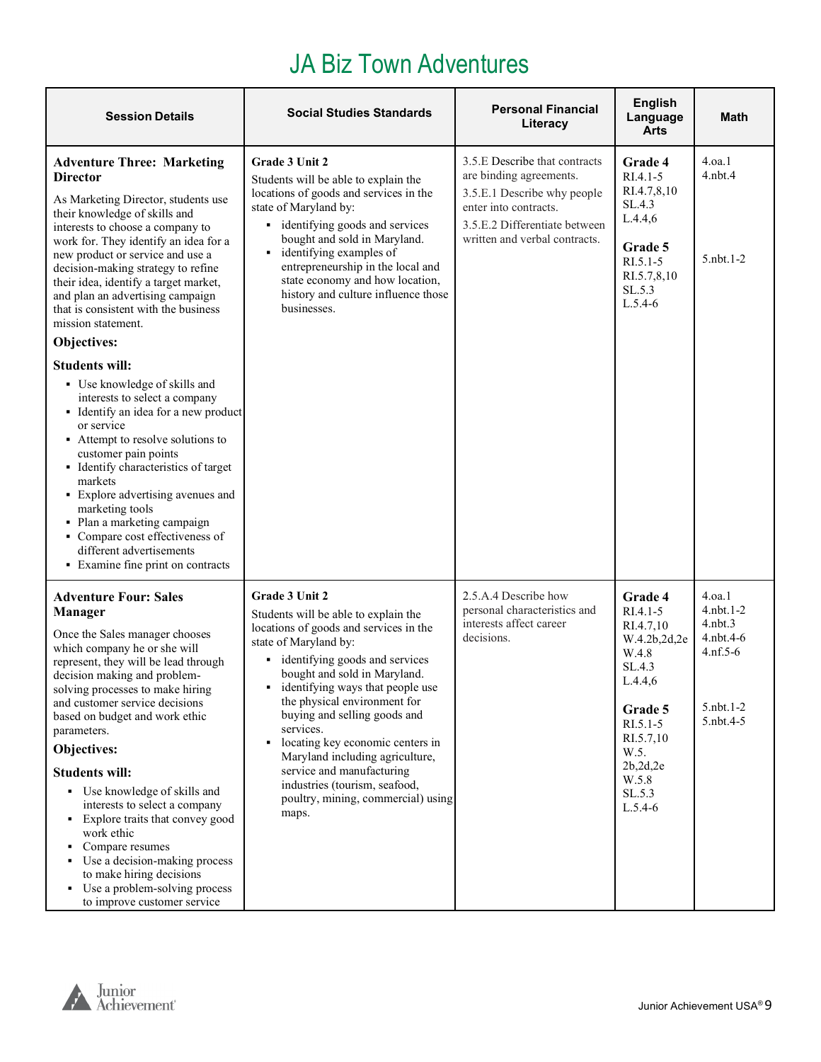# JA Biz Town Adventures

| Session Details | Social Studies Standards | Personal Financial Literacy | English Language Arts | Math |
|---|---|---|---|---|
| **Adventure Three: Marketing Director**<br><br>As Marketing Director, students use their knowledge of skills and interests to choose a company to work for. They identify an idea for a new product or service and use a decision-making strategy to refine their idea, identify a target market, and plan an advertising campaign that is consistent with the business mission statement.<br><br>**Objectives:**<br><br>**Students will:**<br>▪ Use knowledge of skills and interests to select a company<br>▪ Identify an idea for a new product or service<br>▪ Attempt to resolve solutions to customer pain points<br>▪ Identify characteristics of target markets<br>▪ Explore advertising avenues and marketing tools<br>▪ Plan a marketing campaign<br>▪ Compare cost effectiveness of different advertisements<br>▪ Examine fine print on contracts | **Grade 3 Unit 2**<br>Students will be able to explain the locations of goods and services in the state of Maryland by:<br>▪ identifying goods and services bought and sold in Maryland.<br>▪ identifying examples of entrepreneurship in the local and state economy and how location, history and culture influence those businesses. | 3.5.E Describe that contracts are binding agreements.<br>3.5.E.1 Describe why people enter into contracts.<br>3.5.E.2 Differentiate between written and verbal contracts. | **Grade 4**<br>RI.4.1-5<br>RI.4.7,8,10<br>SL.4.3<br>L.4.4,6<br><br>**Grade 5**<br>RI.5.1-5<br>RI.5.7,8,10<br>SL.5.3<br>L.5.4-6 | 4.oa.1<br>4.nbt.4<br><br>5.nbt.1-2 |
| **Adventure Four: Sales Manager**<br><br>Once the Sales manager chooses which company he or she will represent, they will be lead through decision making and problem-solving processes to make hiring and customer service decisions based on budget and work ethic parameters.<br><br>**Objectives:**<br><br>**Students will:**<br>▪ Use knowledge of skills and interests to select a company<br>▪ Explore traits that convey good work ethic<br>▪ Compare resumes<br>▪ Use a decision-making process to make hiring decisions<br>▪ Use a problem-solving process to improve customer service | **Grade 3 Unit 2**<br>Students will be able to explain the locations of goods and services in the state of Maryland by:<br>▪ identifying goods and services bought and sold in Maryland.<br>▪ identifying ways that people use the physical environment for buying and selling goods and services.<br>▪ locating key economic centers in Maryland including agriculture, service and manufacturing industries (tourism, seafood, poultry, mining, commercial) using maps. | 2.5.A.4 Describe how personal characteristics and interests affect career decisions. | **Grade 4**<br>RI.4.1-5<br>RI.4.7,10<br>W.4.2b,2d,2e<br>W.4.8<br>SL.4.3<br>L.4.4,6<br><br>**Grade 5**<br>RI.5.1-5<br>RI.5.7,10<br>W.5. 2b,2d,2e<br>W.5.8<br>SL.5.3<br>L.5.4-6 | 4.oa.1<br>4.nbt.1-2<br>4.nbt.3<br>4.nbt.4-6<br>4.nf.5-6<br><br>5.nbt.1-2<br>5.nbt.4-5 |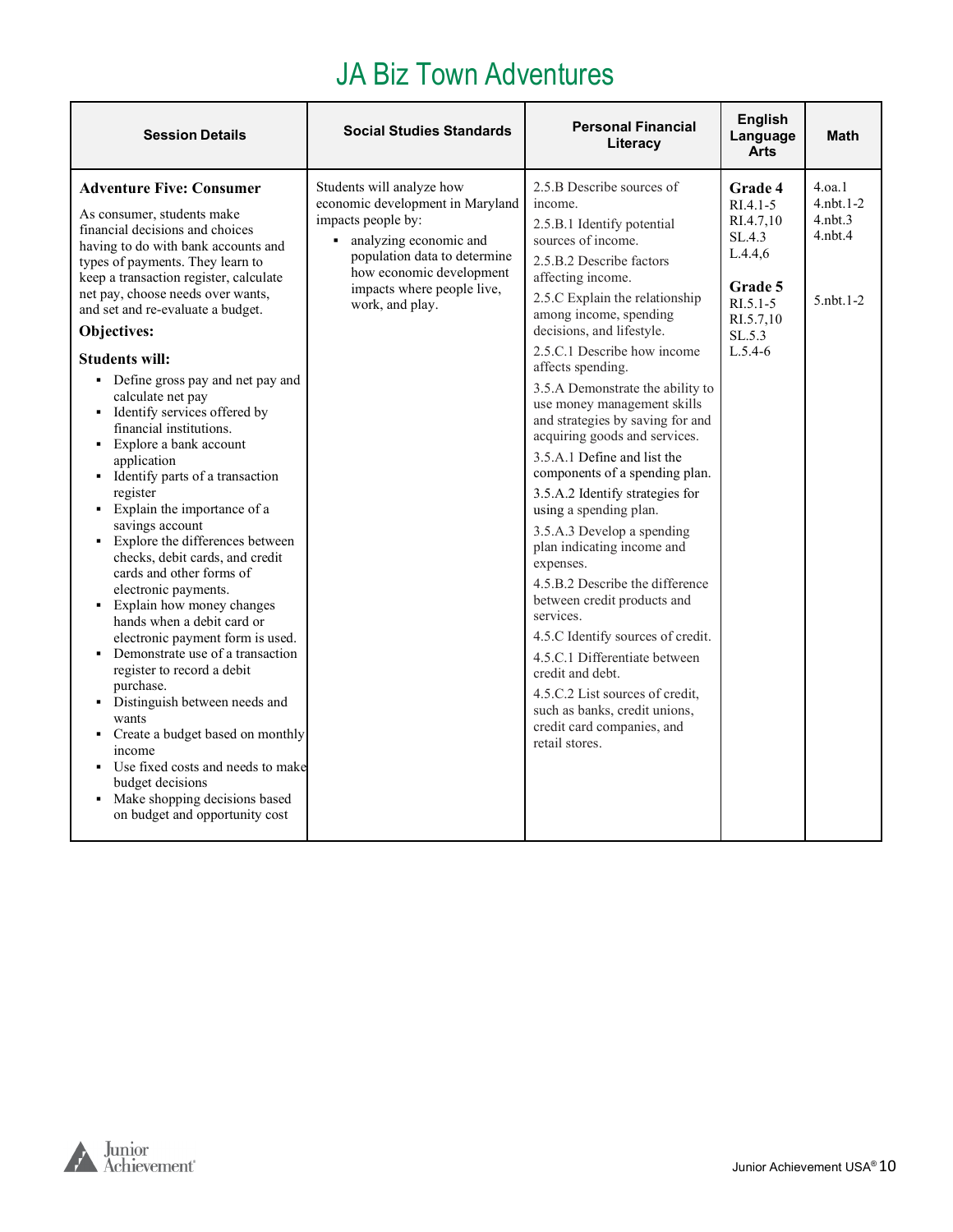# JA Biz Town Adventures

| Session Details | Social Studies Standards | Personal Financial Literacy | English Language Arts | Math |
|---|---|---|---|---|
| **Adventure Five: Consumer**<br><br>As consumer, students make financial decisions and choices having to do with bank accounts and types of payments. They learn to keep a transaction register, calculate net pay, choose needs over wants, and set and re-evaluate a budget.<br><br>**Objectives:**<br><br>**Students will:**<br>▪ Define gross pay and net pay and calculate net pay<br>▪ Identify services offered by financial institutions.<br>▪ Explore a bank account application<br>▪ Identify parts of a transaction register<br>▪ Explain the importance of a savings account<br>▪ Explore the differences between checks, debit cards, and credit cards and other forms of electronic payments.<br>▪ Explain how money changes hands when a debit card or electronic payment form is used.<br>▪ Demonstrate use of a transaction register to record a debit purchase.<br>▪ Distinguish between needs and wants<br>▪ Create a budget based on monthly income<br>▪ Use fixed costs and needs to make budget decisions<br>▪ Make shopping decisions based on budget and opportunity cost | Students will analyze how economic development in Maryland impacts people by:<br>▪ analyzing economic and population data to determine how economic development impacts where people live, work, and play. | 2.5.B Describe sources of income.<br>2.5.B.1 Identify potential sources of income.<br>2.5.B.2 Describe factors affecting income.<br>2.5.C Explain the relationship among income, spending decisions, and lifestyle.<br>2.5.C.1 Describe how income affects spending.<br>3.5.A Demonstrate the ability to use money management skills and strategies by saving for and acquiring goods and services.<br>3.5.A.1 Define and list the components of a spending plan.<br>3.5.A.2 Identify strategies for using a spending plan.<br>3.5.A.3 Develop a spending plan indicating income and expenses.<br>4.5.B.2 Describe the difference between credit products and services.<br>4.5.C Identify sources of credit.<br>4.5.C.1 Differentiate between credit and debt.<br>4.5.C.2 List sources of credit, such as banks, credit unions, credit card companies, and retail stores. | **Grade 4**<br>RI.4.1-5<br>RI.4.7,10<br>SL.4.3<br>L.4.4,6<br><br>**Grade 5**<br>RI.5.1-5<br>RI.5.7,10<br>SL.5.3<br>L.5.4-6 | 4.oa.1<br>4.nbt.1-2<br>4.nbt.3<br>4.nbt.4<br><br>5.nbt.1-2 |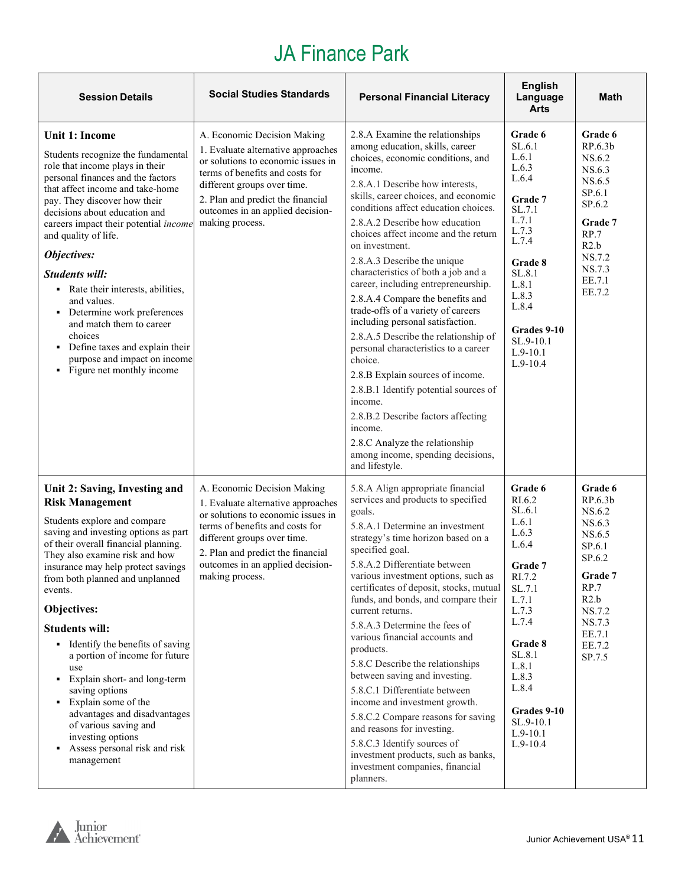# JA Finance Park

| Session Details | Social Studies Standards | Personal Financial Literacy | English Language Arts | Math |
|---|---|---|---|---|
| **Unit 1: Income**<br><br>Students recognize the fundamental role that income plays in their personal finances and the factors that affect income and take-home pay. They discover how their decisions about education and careers impact their potential *income* and quality of life.<br><br>***Objectives:***<br><br>***Students will:***<br>▪ Rate their interests, abilities, and values.<br>▪ Determine work preferences and match them to career choices<br>▪ Define taxes and explain their purpose and impact on income<br>▪ Figure net monthly income | A. Economic Decision Making<br>1. Evaluate alternative approaches or solutions to economic issues in terms of benefits and costs for different groups over time.<br>2. Plan and predict the financial outcomes in an applied decision-making process. | 2.8.A Examine the relationships among education, skills, career choices, economic conditions, and income.<br>2.8.A.1 Describe how interests, skills, career choices, and economic conditions affect education choices.<br>2.8.A.2 Describe how education choices affect income and the return on investment.<br>2.8.A.3 Describe the unique characteristics of both a job and a career, including entrepreneurship.<br>2.8.A.4 Compare the benefits and trade-offs of a variety of careers including personal satisfaction.<br>2.8.A.5 Describe the relationship of personal characteristics to a career choice.<br>2.8.B Explain sources of income.<br>2.8.B.1 Identify potential sources of income.<br>2.8.B.2 Describe factors affecting income.<br>2.8.C Analyze the relationship among income, spending decisions, and lifestyle. | **Grade 6**<br>SL.6.1<br>L.6.1<br>L.6.3<br>L.6.4<br><br>**Grade 7**<br>SL.7.1<br>L.7.1<br>L.7.3<br>L.7.4<br><br>**Grade 8**<br>SL.8.1<br>L.8.1<br>L.8.3<br>L.8.4<br><br>**Grades 9-10**<br>SL.9-10.1<br>L.9-10.1<br>L.9-10.4 | **Grade 6**<br>RP.6.3b<br>NS.6.2<br>NS.6.3<br>NS.6.5<br>SP.6.1<br>SP.6.2<br><br>**Grade 7**<br>RP.7<br>R2.b<br>NS.7.2<br>NS.7.3<br>EE.7.1<br>EE.7.2 |
| **Unit 2: Saving, Investing and Risk Management**<br><br>Students explore and compare saving and investing options as part of their overall financial planning. They also examine risk and how insurance may help protect savings from both planned and unplanned events.<br><br>**Objectives:**<br><br>**Students will:**<br>▪ Identify the benefits of saving a portion of income for future use<br>▪ Explain short- and long-term saving options<br>▪ Explain some of the advantages and disadvantages of various saving and investing options<br>▪ Assess personal risk and risk management | A. Economic Decision Making<br>1. Evaluate alternative approaches or solutions to economic issues in terms of benefits and costs for different groups over time.<br>2. Plan and predict the financial outcomes in an applied decision-making process. | 5.8.A Align appropriate financial services and products to specified goals.<br>5.8.A.1 Determine an investment strategy's time horizon based on a specified goal.<br>5.8.A.2 Differentiate between various investment options, such as certificates of deposit, stocks, mutual funds, and bonds, and compare their current returns.<br>5.8.A.3 Determine the fees of various financial accounts and products.<br>5.8.C Describe the relationships between saving and investing.<br>5.8.C.1 Differentiate between income and investment growth.<br>5.8.C.2 Compare reasons for saving and reasons for investing.<br>5.8.C.3 Identify sources of investment products, such as banks, investment companies, financial planners. | **Grade 6**<br>RI.6.2<br>SL.6.1<br>L.6.1<br>L.6.3<br>L.6.4<br><br>**Grade 7**<br>RI.7.2<br>SL.7.1<br>L.7.1<br>L.7.3<br>L.7.4<br><br>**Grade 8**<br>SL.8.1<br>L.8.1<br>L.8.3<br>L.8.4<br><br>**Grades 9-10**<br>SL.9-10.1<br>L.9-10.1<br>L.9-10.4 | **Grade 6**<br>RP.6.3b<br>NS.6.2<br>NS.6.3<br>NS.6.5<br>SP.6.1<br>SP.6.2<br><br>**Grade 7**<br>RP.7<br>R2.b<br>NS.7.2<br>NS.7.3<br>EE.7.1<br>EE.7.2<br>SP.7.5 |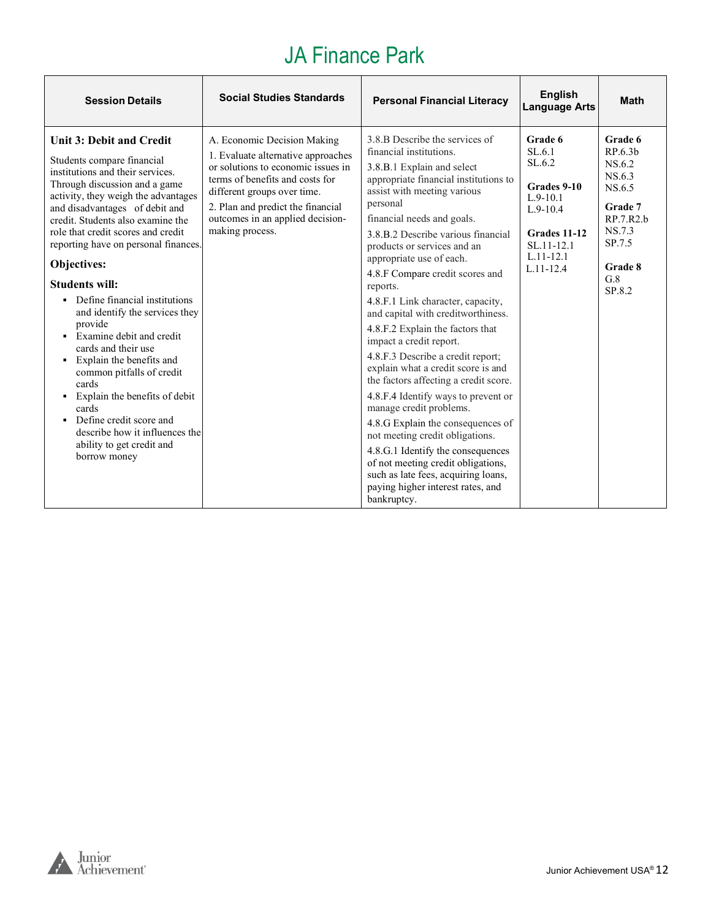# JA Finance Park

| Session Details | Social Studies Standards | Personal Financial Literacy | English Language Arts | Math |
|---|---|---|---|---|
| **Unit 3: Debit and Credit**<br><br>Students compare financial institutions and their services. Through discussion and a game activity, they weigh the advantages and disadvantages of debit and credit. Students also examine the role that credit scores and credit reporting have on personal finances.<br><br>**Objectives:**<br><br>**Students will:**<br>▪ Define financial institutions and identify the services they provide<br>▪ Examine debit and credit cards and their use<br>▪ Explain the benefits and common pitfalls of credit cards<br>▪ Explain the benefits of debit cards<br>▪ Define credit score and describe how it influences the ability to get credit and borrow money | A. Economic Decision Making<br>1. Evaluate alternative approaches or solutions to economic issues in terms of benefits and costs for different groups over time.<br>2. Plan and predict the financial outcomes in an applied decision-making process. | 3.8.B Describe the services of financial institutions.<br>3.8.B.1 Explain and select appropriate financial institutions to assist with meeting various personal financial needs and goals.<br>3.8.B.2 Describe various financial products or services and an appropriate use of each.<br>4.8.F Compare credit scores and reports.<br>4.8.F.1 Link character, capacity, and capital with creditworthiness.<br>4.8.F.2 Explain the factors that impact a credit report.<br>4.8.F.3 Describe a credit report; explain what a credit score is and the factors affecting a credit score.<br>4.8.F.4 Identify ways to prevent or manage credit problems.<br>4.8.G Explain the consequences of not meeting credit obligations.<br>4.8.G.1 Identify the consequences of not meeting credit obligations, such as late fees, acquiring loans, paying higher interest rates, and bankruptcy. | **Grade 6**<br>SL.6.1<br>SL.6.2<br><br>**Grades 9-10**<br>L.9-10.1<br>L.9-10.4<br><br>**Grades 11-12**<br>SL.11-12.1<br>L.11-12.1<br>L.11-12.4 | **Grade 6**<br>RP.6.3b<br>NS.6.2<br>NS.6.3<br>NS.6.5<br><br>**Grade 7**<br>RP.7.R2.b<br>NS.7.3<br>SP.7.5<br><br>**Grade 8**<br>G.8<br>SP.8.2 |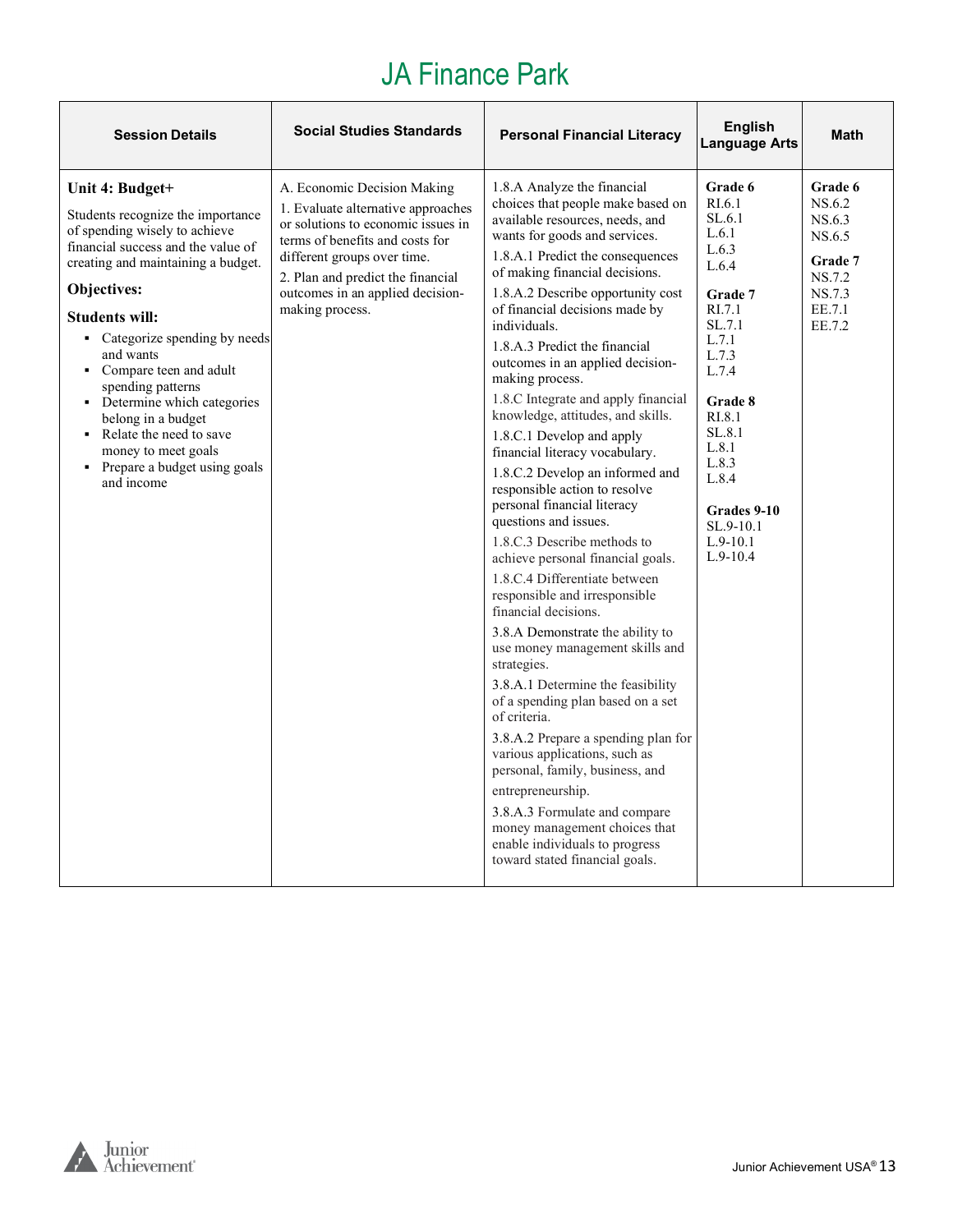# JA Finance Park

| Session Details | Social Studies Standards | Personal Financial Literacy | English Language Arts | Math |
|---|---|---|---|---|
| **Unit 4: Budget+**<br><br>Students recognize the importance of spending wisely to achieve financial success and the value of creating and maintaining a budget.<br><br>**Objectives:**<br><br>**Students will:**<br>▪ Categorize spending by needs and wants<br>▪ Compare teen and adult spending patterns<br>▪ Determine which categories belong in a budget<br>▪ Relate the need to save money to meet goals<br>▪ Prepare a budget using goals and income | A. Economic Decision Making<br>1. Evaluate alternative approaches or solutions to economic issues in terms of benefits and costs for different groups over time.<br>2. Plan and predict the financial outcomes in an applied decision-making process. | 1.8.A Analyze the financial choices that people make based on available resources, needs, and wants for goods and services.<br>1.8.A.1 Predict the consequences of making financial decisions.<br>1.8.A.2 Describe opportunity cost of financial decisions made by individuals.<br>1.8.A.3 Predict the financial outcomes in an applied decision-making process.<br>1.8.C Integrate and apply financial knowledge, attitudes, and skills.<br>1.8.C.1 Develop and apply financial literacy vocabulary.<br>1.8.C.2 Develop an informed and responsible action to resolve personal financial literacy questions and issues.<br>1.8.C.3 Describe methods to achieve personal financial goals.<br>1.8.C.4 Differentiate between responsible and irresponsible financial decisions.<br>3.8.A Demonstrate the ability to use money management skills and strategies.<br>3.8.A.1 Determine the feasibility of a spending plan based on a set of criteria.<br>3.8.A.2 Prepare a spending plan for various applications, such as personal, family, business, and entrepreneurship.<br>3.8.A.3 Formulate and compare money management choices that enable individuals to progress toward stated financial goals. | **Grade 6**<br>RI.6.1<br>SL.6.1<br>L.6.1<br>L.6.3<br>L.6.4<br><br>**Grade 7**<br>RI.7.1<br>SL.7.1<br>L.7.1<br>L.7.3<br>L.7.4<br><br>**Grade 8**<br>RI.8.1<br>SL.8.1<br>L.8.1<br>L.8.3<br>L.8.4<br><br>**Grades 9-10**<br>SL.9-10.1<br>L.9-10.1<br>L.9-10.4 | **Grade 6**<br>NS.6.2<br>NS.6.3<br>NS.6.5<br><br>**Grade 7**<br>NS.7.2<br>NS.7.3<br>EE.7.1<br>EE.7.2 |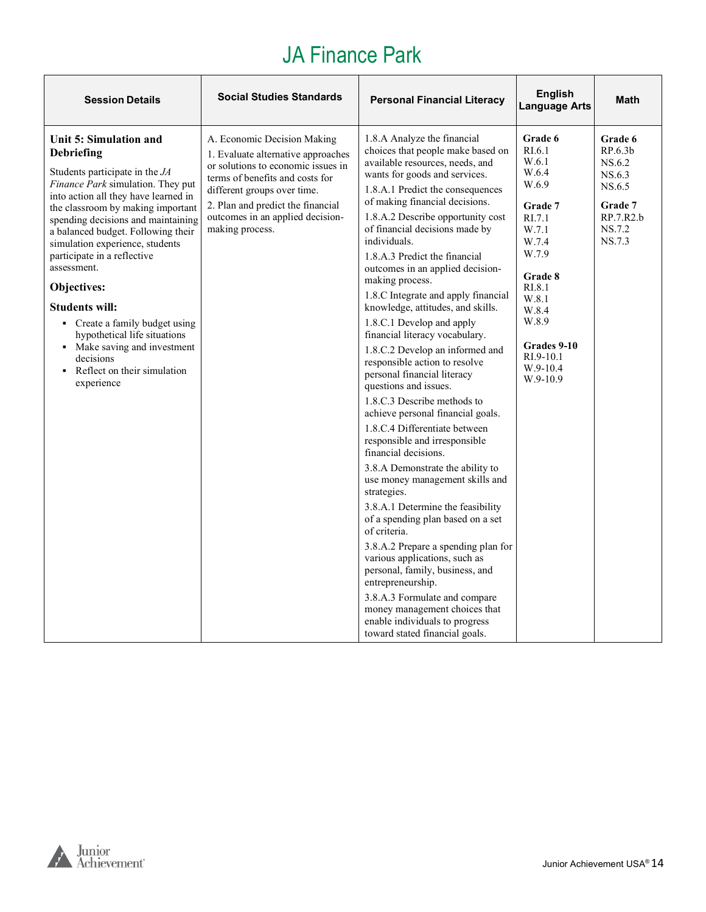# JA Finance Park

| Session Details | Social Studies Standards | Personal Financial Literacy | English Language Arts | Math |
|---|---|---|---|---|
| **Unit 5: Simulation and Debriefing**<br><br>Students participate in the *JA Finance Park* simulation. They put into action all they have learned in the classroom by making important spending decisions and maintaining a balanced budget. Following their simulation experience, students participate in a reflective assessment.<br><br>**Objectives:**<br><br>**Students will:**<br>▪ Create a family budget using hypothetical life situations<br>▪ Make saving and investment decisions<br>▪ Reflect on their simulation experience | A. Economic Decision Making<br>1. Evaluate alternative approaches or solutions to economic issues in terms of benefits and costs for different groups over time.<br>2. Plan and predict the financial outcomes in an applied decision-making process. | 1.8.A Analyze the financial choices that people make based on available resources, needs, and wants for goods and services.<br>1.8.A.1 Predict the consequences of making financial decisions.<br>1.8.A.2 Describe opportunity cost of financial decisions made by individuals.<br>1.8.A.3 Predict the financial outcomes in an applied decision-making process.<br>1.8.C Integrate and apply financial knowledge, attitudes, and skills.<br>1.8.C.1 Develop and apply financial literacy vocabulary.<br>1.8.C.2 Develop an informed and responsible action to resolve personal financial literacy questions and issues.<br>1.8.C.3 Describe methods to achieve personal financial goals.<br>1.8.C.4 Differentiate between responsible and irresponsible financial decisions.<br>3.8.A Demonstrate the ability to use money management skills and strategies.<br>3.8.A.1 Determine the feasibility of a spending plan based on a set of criteria.<br>3.8.A.2 Prepare a spending plan for various applications, such as personal, family, business, and entrepreneurship.<br>3.8.A.3 Formulate and compare money management choices that enable individuals to progress toward stated financial goals. | **Grade 6**<br>RI.6.1<br>W.6.1<br>W.6.4<br>W.6.9<br><br>**Grade 7**<br>RI.7.1<br>W.7.1<br>W.7.4<br>W.7.9<br><br>**Grade 8**<br>RI.8.1<br>W.8.1<br>W.8.4<br>W.8.9<br><br>**Grades 9-10**<br>RI.9-10.1<br>W.9-10.4<br>W.9-10.9 | **Grade 6**<br>RP.6.3b<br>NS.6.2<br>NS.6.3<br>NS.6.5<br><br>**Grade 7**<br>RP.7.R2.b<br>NS.7.2<br>NS.7.3 |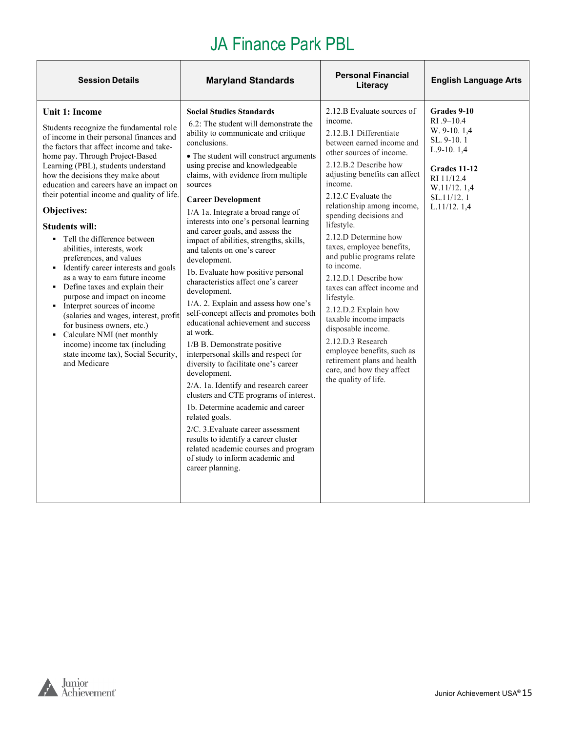# JA Finance Park PBL

| Session Details | Maryland Standards | Personal Financial Literacy | English Language Arts |
|---|---|---|---|
| **Unit 1: Income**<br><br>Students recognize the fundamental role of income in their personal finances and the factors that affect income and take-home pay. Through Project-Based Learning (PBL), students understand how the decisions they make about education and careers have an impact on their potential income and quality of life.<br><br>**Objectives:**<br><br>**Students will:**<br>▪ Tell the difference between abilities, interests, work preferences, and values<br>▪ Identify career interests and goals as a way to earn future income<br>▪ Define taxes and explain their purpose and impact on income<br>▪ Interpret sources of income (salaries and wages, interest, profit for business owners, etc.)<br>▪ Calculate NMI (net monthly income) income tax (including state income tax), Social Security, and Medicare | **Social Studies Standards**<br>6.2: The student will demonstrate the ability to communicate and critique conclusions.<br>• The student will construct arguments using precise and knowledgeable claims, with evidence from multiple sources<br><br>**Career Development**<br>1/A 1a. Integrate a broad range of interests into one's personal learning and career goals, and assess the impact of abilities, strengths, skills, and talents on one's career development.<br>1b. Evaluate how positive personal characteristics affect one's career development.<br>1/A. 2. Explain and assess how one's self-concept affects and promotes both educational achievement and success at work.<br>1/B B. Demonstrate positive interpersonal skills and respect for diversity to facilitate one's career development.<br>2/A. 1a. Identify and research career clusters and CTE programs of interest.<br>1b. Determine academic and career related goals.<br>2/C. 3.Evaluate career assessment results to identify a career cluster related academic courses and program of study to inform academic and career planning. | 2.12.B Evaluate sources of income.<br>2.12.B.1 Differentiate between earned income and other sources of income.<br>2.12.B.2 Describe how adjusting benefits can affect income.<br>2.12.C Evaluate the relationship among income, spending decisions and lifestyle.<br>2.12.D Determine how taxes, employee benefits, and public programs relate to income.<br>2.12.D.1 Describe how taxes can affect income and lifestyle.<br>2.12.D.2 Explain how taxable income impacts disposable income.<br>2.12.D.3 Research employee benefits, such as retirement plans and health care, and how they affect the quality of life. | **Grades 9-10**<br>RI .9–10.4<br>W. 9-10. 1,4<br>SL. 9-10. 1<br>L.9-10. 1,4<br><br>**Grades 11-12**<br>RI 11/12.4<br>W.11/12. 1,4<br>SL.11/12. 1<br>L.11/12. 1,4 |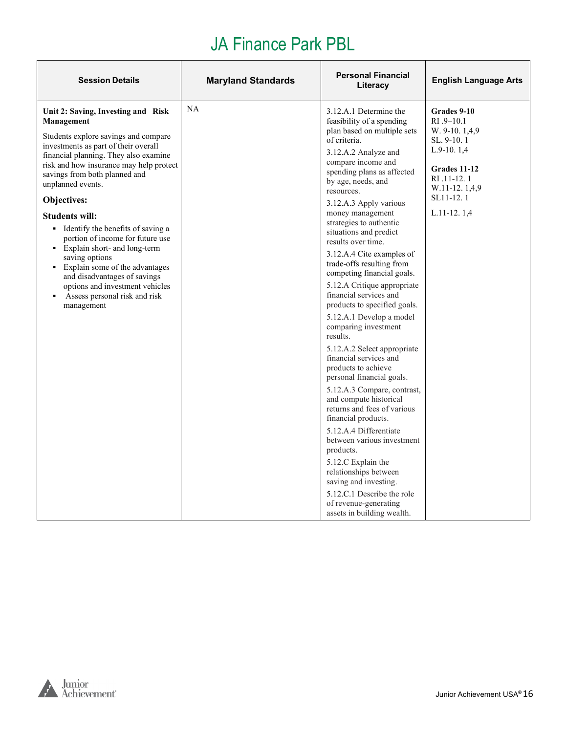# JA Finance Park PBL

| Session Details | Maryland Standards | Personal Financial Literacy | English Language Arts |
|---|---|---|---|
| **Unit 2: Saving, Investing and Risk Management**<br><br>Students explore savings and compare investments as part of their overall financial planning. They also examine risk and how insurance may help protect savings from both planned and unplanned events.<br><br>**Objectives:**<br><br>**Students will:**<br>▪ Identify the benefits of saving a portion of income for future use<br>▪ Explain short- and long-term saving options<br>▪ Explain some of the advantages and disadvantages of savings options and investment vehicles<br>▪ Assess personal risk and risk management | NA | 3.12.A.1 Determine the feasibility of a spending plan based on multiple sets of criteria.<br><br>3.12.A.2 Analyze and compare income and spending plans as affected by age, needs, and resources.<br><br>3.12.A.3 Apply various money management strategies to authentic situations and predict results over time.<br><br>3.12.A.4 Cite examples of trade-offs resulting from competing financial goals.<br><br>5.12.A Critique appropriate financial services and products to specified goals.<br><br>5.12.A.1 Develop a model comparing investment results.<br><br>5.12.A.2 Select appropriate financial services and products to achieve personal financial goals.<br><br>5.12.A.3 Compare, contrast, and compute historical returns and fees of various financial products.<br><br>5.12.A.4 Differentiate between various investment products.<br><br>5.12.C Explain the relationships between saving and investing.<br><br>5.12.C.1 Describe the role of revenue-generating assets in building wealth. | **Grades 9-10**<br>RI .9–10.1<br>W. 9-10. 1,4,9<br>SL. 9-10. 1<br>L.9-10. 1,4<br><br>**Grades 11-12**<br>RI .11-12. 1<br>W.11-12. 1,4,9<br>SL11-12. 1<br><br>L.11-12. 1,4 |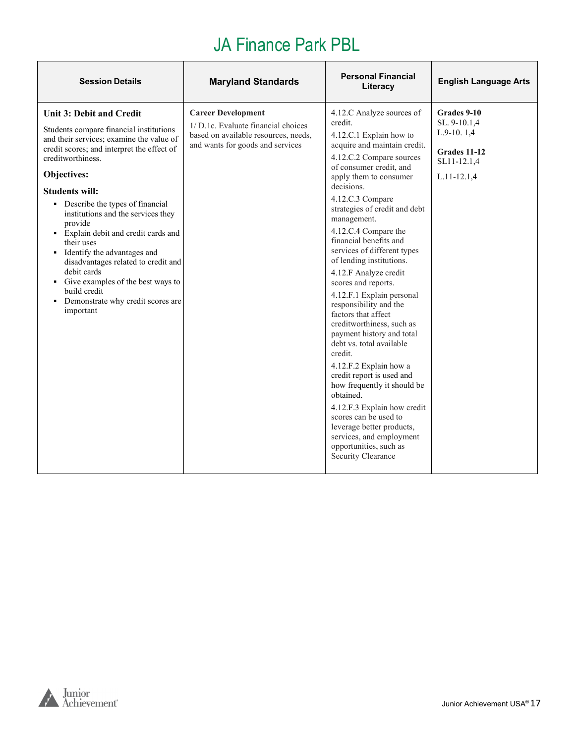# JA Finance Park PBL

| Session Details | Maryland Standards | Personal Financial Literacy | English Language Arts |
|---|---|---|---|
| **Unit 3: Debit and Credit**<br><br>Students compare financial institutions and their services; examine the value of credit scores; and interpret the effect of creditworthiness.<br><br>**Objectives:**<br><br>**Students will:**<br>▪ Describe the types of financial institutions and the services they provide<br>▪ Explain debit and credit cards and their uses<br>▪ Identify the advantages and disadvantages related to credit and debit cards<br>▪ Give examples of the best ways to build credit<br>▪ Demonstrate why credit scores are important | **Career Development**<br>1/ D.1c. Evaluate financial choices based on available resources, needs, and wants for goods and services | 4.12.C Analyze sources of credit.<br>4.12.C.1 Explain how to acquire and maintain credit.<br>4.12.C.2 Compare sources of consumer credit, and apply them to consumer decisions.<br>4.12.C.3 Compare strategies of credit and debt management.<br>4.12.C.4 Compare the financial benefits and services of different types of lending institutions.<br>4.12.F Analyze credit scores and reports.<br>4.12.F.1 Explain personal responsibility and the factors that affect creditworthiness, such as payment history and total debt vs. total available credit.<br>4.12.F.2 Explain how a credit report is used and how frequently it should be obtained.<br>4.12.F.3 Explain how credit scores can be used to leverage better products, services, and employment opportunities, such as Security Clearance | **Grades 9-10**<br>SL. 9-10.1,4<br>L.9-10. 1,4<br><br>**Grades 11-12**<br>SL11-12.1,4<br><br>L.11-12.1,4 |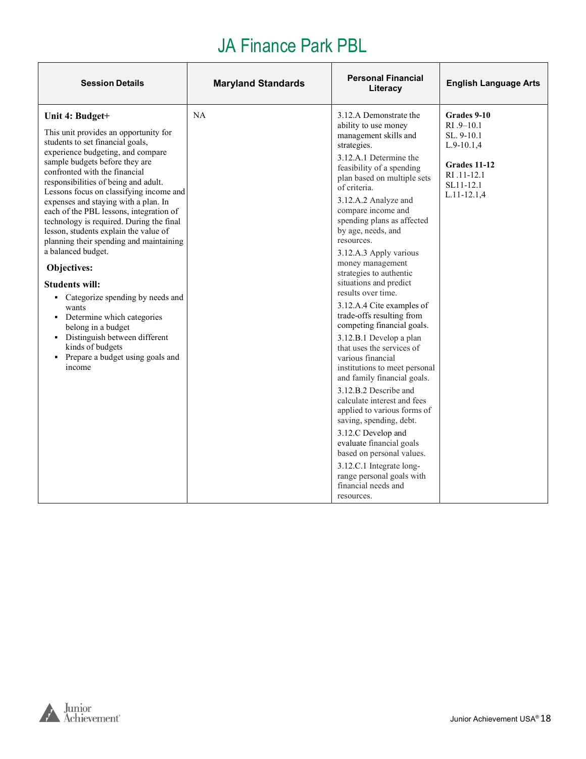# JA Finance Park PBL

| Session Details | Maryland Standards | Personal Financial Literacy | English Language Arts |
|---|---|---|---|
| **Unit 4: Budget+**<br><br>This unit provides an opportunity for students to set financial goals, experience budgeting, and compare sample budgets before they are confronted with the financial responsibilities of being and adult. Lessons focus on classifying income and expenses and staying with a plan. In each of the PBL lessons, integration of technology is required. During the final lesson, students explain the value of planning their spending and maintaining a balanced budget.<br><br>**Objectives:**<br><br>**Students will:**<br>▪ Categorize spending by needs and wants<br>▪ Determine which categories belong in a budget<br>▪ Distinguish between different kinds of budgets<br>▪ Prepare a budget using goals and income | NA | 3.12.A Demonstrate the ability to use money management skills and strategies.<br>3.12.A.1 Determine the feasibility of a spending plan based on multiple sets of criteria.<br>3.12.A.2 Analyze and compare income and spending plans as affected by age, needs, and resources.<br>3.12.A.3 Apply various money management strategies to authentic situations and predict results over time.<br>3.12.A.4 Cite examples of trade-offs resulting from competing financial goals.<br>3.12.B.1 Develop a plan that uses the services of various financial institutions to meet personal and family financial goals.<br>3.12.B.2 Describe and calculate interest and fees applied to various forms of saving, spending, debt.<br>3.12.C Develop and evaluate financial goals based on personal values.<br>3.12.C.1 Integrate long-range personal goals with financial needs and resources. | **Grades 9-10**<br>RI .9–10.1<br>SL. 9-10.1<br>L.9-10.1,4<br><br>**Grades 11-12**<br>RI .11-12.1<br>SL11-12.1<br>L.11-12.1,4 |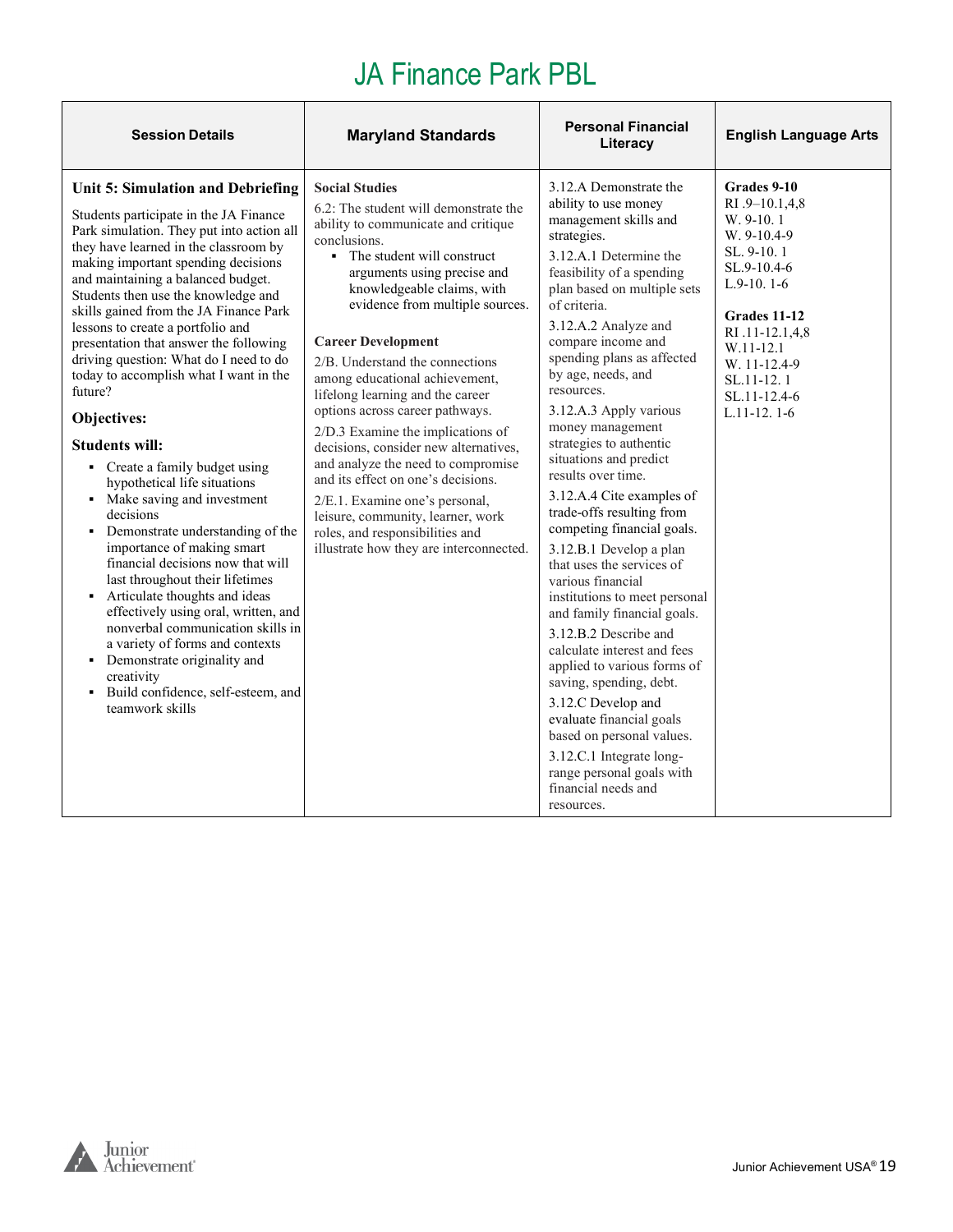# JA Finance Park PBL

| Session Details | Maryland Standards | Personal Financial Literacy | English Language Arts |
|---|---|---|---|
| **Unit 5: Simulation and Debriefing**<br><br>Students participate in the JA Finance Park simulation. They put into action all they have learned in the classroom by making important spending decisions and maintaining a balanced budget. Students then use the knowledge and skills gained from the JA Finance Park lessons to create a portfolio and presentation that answer the following driving question: What do I need to do today to accomplish what I want in the future?<br><br>**Objectives:**<br><br>**Students will:**<br>▪ Create a family budget using hypothetical life situations<br>▪ Make saving and investment decisions<br>▪ Demonstrate understanding of the importance of making smart financial decisions now that will last throughout their lifetimes<br>▪ Articulate thoughts and ideas effectively using oral, written, and nonverbal communication skills in a variety of forms and contexts<br>▪ Demonstrate originality and creativity<br>▪ Build confidence, self-esteem, and teamwork skills | **Social Studies**<br>6.2: The student will demonstrate the ability to communicate and critique conclusions.<br>▪ The student will construct arguments using precise and knowledgeable claims, with evidence from multiple sources.<br><br>**Career Development**<br>2/B. Understand the connections among educational achievement, lifelong learning and the career options across career pathways.<br>2/D.3 Examine the implications of decisions, consider new alternatives, and analyze the need to compromise and its effect on one's decisions.<br>2/E.1. Examine one's personal, leisure, community, learner, work roles, and responsibilities and illustrate how they are interconnected. | 3.12.A Demonstrate the ability to use money management skills and strategies.<br>3.12.A.1 Determine the feasibility of a spending plan based on multiple sets of criteria.<br>3.12.A.2 Analyze and compare income and spending plans as affected by age, needs, and resources.<br>3.12.A.3 Apply various money management strategies to authentic situations and predict results over time.<br>3.12.A.4 Cite examples of trade-offs resulting from competing financial goals.<br>3.12.B.1 Develop a plan that uses the services of various financial institutions to meet personal and family financial goals.<br>3.12.B.2 Describe and calculate interest and fees applied to various forms of saving, spending, debt.<br>3.12.C Develop and evaluate financial goals based on personal values.<br>3.12.C.1 Integrate long-range personal goals with financial needs and resources. | **Grades 9-10**<br>RI .9–10.1,4,8<br>W. 9-10. 1<br>W. 9-10.4-9<br>SL. 9-10. 1<br>SL.9-10.4-6<br>L.9-10. 1-6<br><br>**Grades 11-12**<br>RI .11-12.1,4,8<br>W.11-12.1<br>W. 11-12.4-9<br>SL.11-12. 1<br>SL.11-12.4-6<br>L.11-12. 1-6 |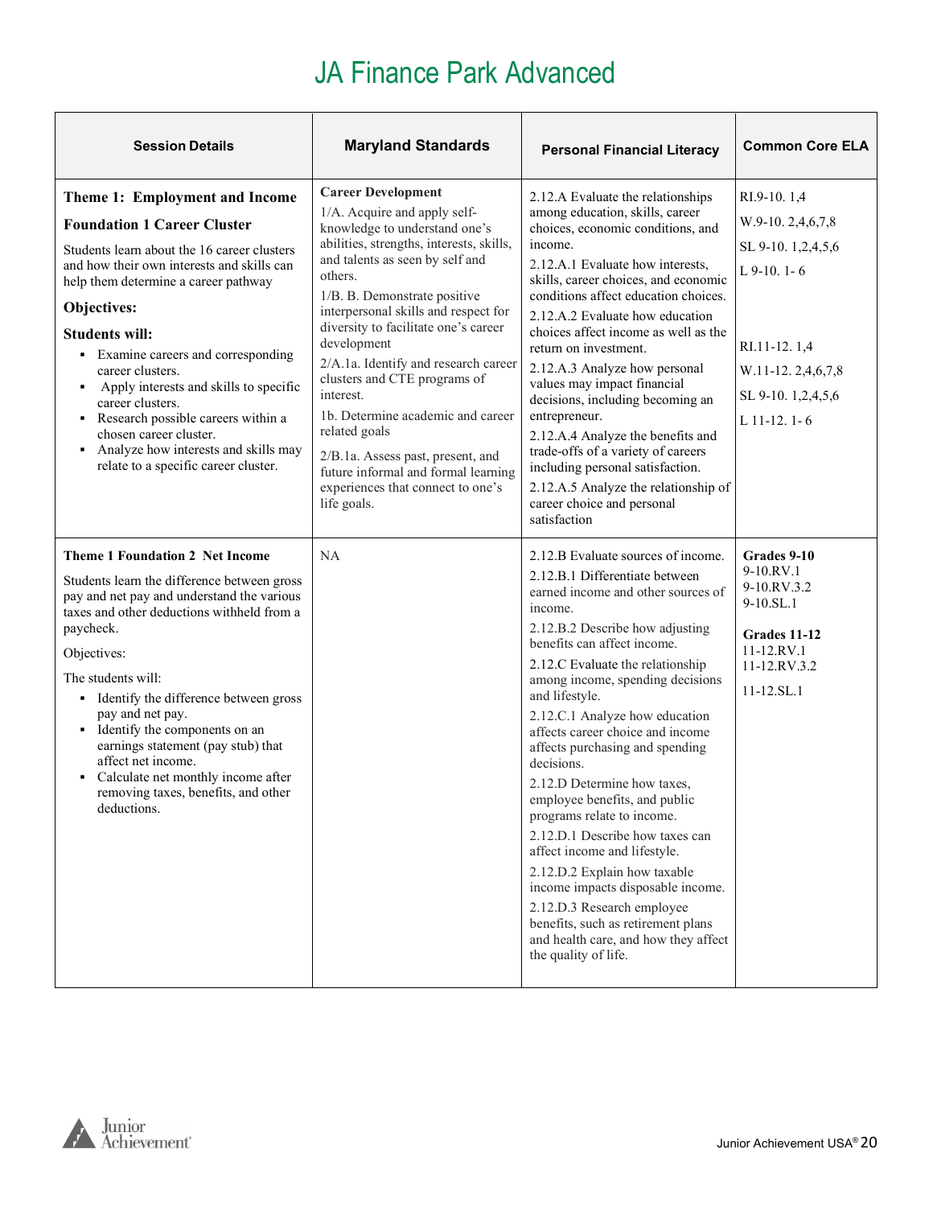# JA Finance Park Advanced

| Session Details | Maryland Standards | Personal Financial Literacy | Common Core ELA |
|---|---|---|---|
| **Theme 1: Employment and Income**<br><br>**Foundation 1 Career Cluster**<br><br>Students learn about the 16 career clusters and how their own interests and skills can help them determine a career pathway<br><br>**Objectives:**<br><br>**Students will:**<br>▪ Examine careers and corresponding career clusters.<br>▪ Apply interests and skills to specific career clusters.<br>▪ Research possible careers within a chosen career cluster.<br>▪ Analyze how interests and skills may relate to a specific career cluster. | **Career Development**<br>1/A. Acquire and apply self-knowledge to understand one's abilities, strengths, interests, skills, and talents as seen by self and others.<br>1/B. B. Demonstrate positive interpersonal skills and respect for diversity to facilitate one's career development<br>2/A.1a. Identify and research career clusters and CTE programs of interest.<br>1b. Determine academic and career related goals<br>2/B.1a. Assess past, present, and future informal and formal learning experiences that connect to one's life goals. | 2.12.A Evaluate the relationships among education, skills, career choices, economic conditions, and income.<br>2.12.A.1 Evaluate how interests, skills, career choices, and economic conditions affect education choices.<br>2.12.A.2 Evaluate how education choices affect income as well as the return on investment.<br>2.12.A.3 Analyze how personal values may impact financial decisions, including becoming an entrepreneur.<br>2.12.A.4 Analyze the benefits and trade-offs of a variety of careers including personal satisfaction.<br>2.12.A.5 Analyze the relationship of career choice and personal satisfaction | RI.9-10. 1,4<br>W.9-10. 2,4,6,7,8<br>SL 9-10. 1,2,4,5,6<br>L 9-10. 1- 6<br><br>RI.11-12. 1,4<br>W.11-12. 2,4,6,7,8<br>SL 9-10. 1,2,4,5,6<br>L 11-12. 1- 6 |
| **Theme 1 Foundation 2 Net Income**<br><br>Students learn the difference between gross pay and net pay and understand the various taxes and other deductions withheld from a paycheck.<br><br>Objectives:<br><br>The students will:<br>▪ Identify the difference between gross pay and net pay.<br>▪ Identify the components on an earnings statement (pay stub) that affect net income.<br>▪ Calculate net monthly income after removing taxes, benefits, and other deductions. | NA | 2.12.B Evaluate sources of income.<br>2.12.B.1 Differentiate between earned income and other sources of income.<br>2.12.B.2 Describe how adjusting benefits can affect income.<br>2.12.C Evaluate the relationship among income, spending decisions and lifestyle.<br>2.12.C.1 Analyze how education affects career choice and income affects purchasing and spending decisions.<br>2.12.D Determine how taxes, employee benefits, and public programs relate to income.<br>2.12.D.1 Describe how taxes can affect income and lifestyle.<br>2.12.D.2 Explain how taxable income impacts disposable income.<br>2.12.D.3 Research employee benefits, such as retirement plans and health care, and how they affect the quality of life. | **Grades 9-10**<br>9-10.RV.1<br>9-10.RV.3.2<br>9-10.SL.1<br><br>**Grades 11-12**<br>11-12.RV.1<br>11-12.RV.3.2<br>11-12.SL.1 |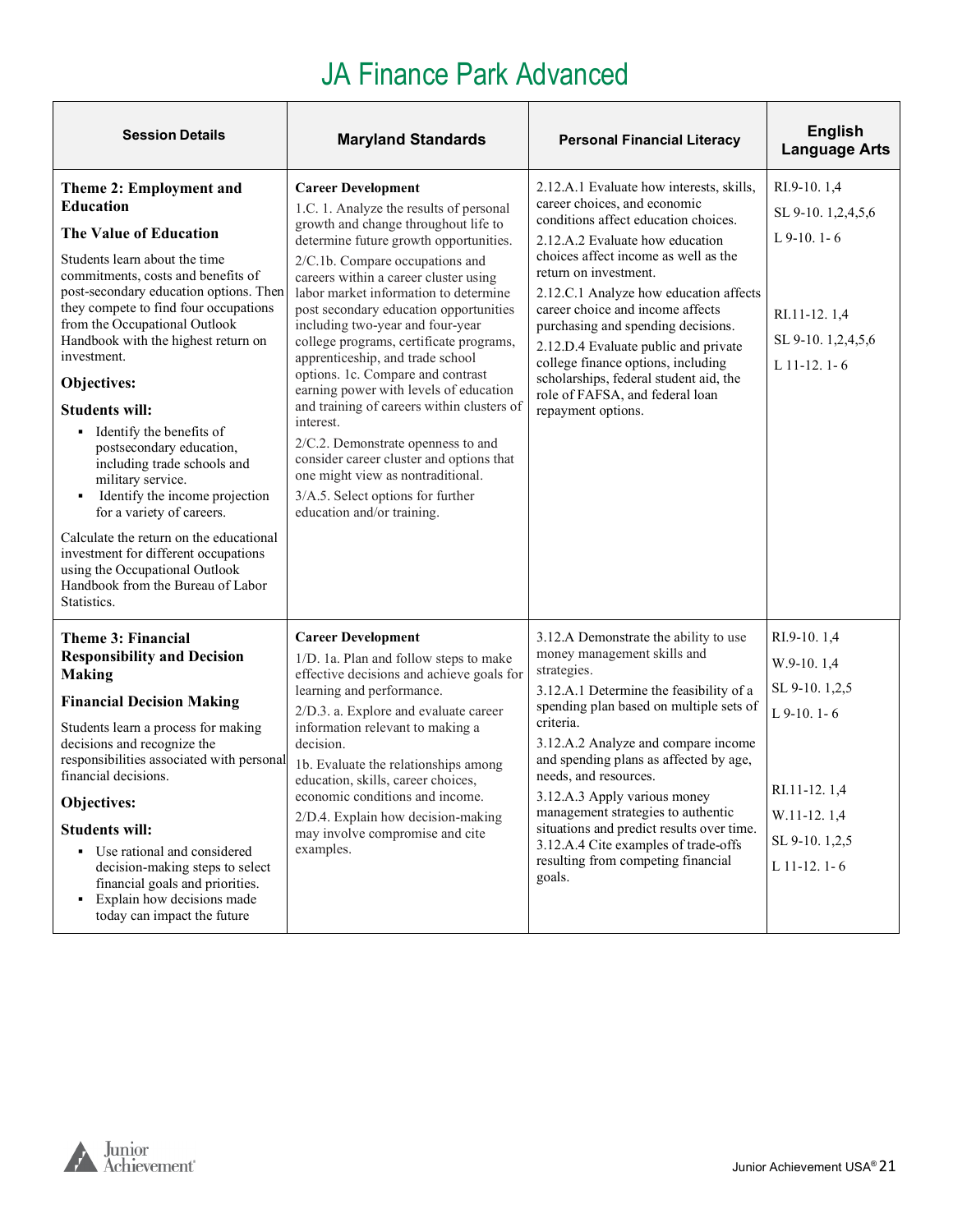# JA Finance Park Advanced

| Session Details | Maryland Standards | Personal Financial Literacy | English Language Arts |
|---|---|---|---|
| **Theme 2: Employment and Education**<br><br>**The Value of Education**<br><br>Students learn about the time commitments, costs and benefits of post-secondary education options. Then they compete to find four occupations from the Occupational Outlook Handbook with the highest return on investment.<br><br>**Objectives:**<br><br>**Students will:**<br>▪ Identify the benefits of postsecondary education, including trade schools and military service.<br>▪ Identify the income projection for a variety of careers.<br><br>Calculate the return on the educational investment for different occupations using the Occupational Outlook Handbook from the Bureau of Labor Statistics. | **Career Development**<br>1.C. 1. Analyze the results of personal growth and change throughout life to determine future growth opportunities.<br>2/C.1b. Compare occupations and careers within a career cluster using labor market information to determine post secondary education opportunities including two-year and four-year college programs, certificate programs, apprenticeship, and trade school options. 1c. Compare and contrast earning power with levels of education and training of careers within clusters of interest.<br>2/C.2. Demonstrate openness to and consider career cluster and options that one might view as nontraditional.<br>3/A.5. Select options for further education and/or training. | 2.12.A.1 Evaluate how interests, skills, career choices, and economic conditions affect education choices.<br>2.12.A.2 Evaluate how education choices affect income as well as the return on investment.<br>2.12.C.1 Analyze how education affects career choice and income affects purchasing and spending decisions.<br>2.12.D.4 Evaluate public and private college finance options, including scholarships, federal student aid, the role of FAFSA, and federal loan repayment options. | RI.9-10. 1,4<br>SL 9-10. 1,2,4,5,6<br>L 9-10. 1- 6<br><br>RI.11-12. 1,4<br>SL 9-10. 1,2,4,5,6<br>L 11-12. 1- 6 |
| **Theme 3: Financial Responsibility and Decision Making**<br><br>**Financial Decision Making**<br><br>Students learn a process for making decisions and recognize the responsibilities associated with personal financial decisions.<br><br>**Objectives:**<br><br>**Students will:**<br>▪ Use rational and considered decision-making steps to select financial goals and priorities.<br>▪ Explain how decisions made today can impact the future | **Career Development**<br>1/D. 1a. Plan and follow steps to make effective decisions and achieve goals for learning and performance.<br>2/D.3. a. Explore and evaluate career information relevant to making a decision.<br>1b. Evaluate the relationships among education, skills, career choices, economic conditions and income.<br>2/D.4. Explain how decision-making may involve compromise and cite examples. | 3.12.A Demonstrate the ability to use money management skills and strategies.<br>3.12.A.1 Determine the feasibility of a spending plan based on multiple sets of criteria.<br>3.12.A.2 Analyze and compare income and spending plans as affected by age, needs, and resources.<br>3.12.A.3 Apply various money management strategies to authentic situations and predict results over time.<br>3.12.A.4 Cite examples of trade-offs resulting from competing financial goals. | RI.9-10. 1,4<br>W.9-10. 1,4<br>SL 9-10. 1,2,5<br>L 9-10. 1- 6<br><br>RI.11-12. 1,4<br>W.11-12. 1,4<br>SL 9-10. 1,2,5<br>L 11-12. 1- 6 |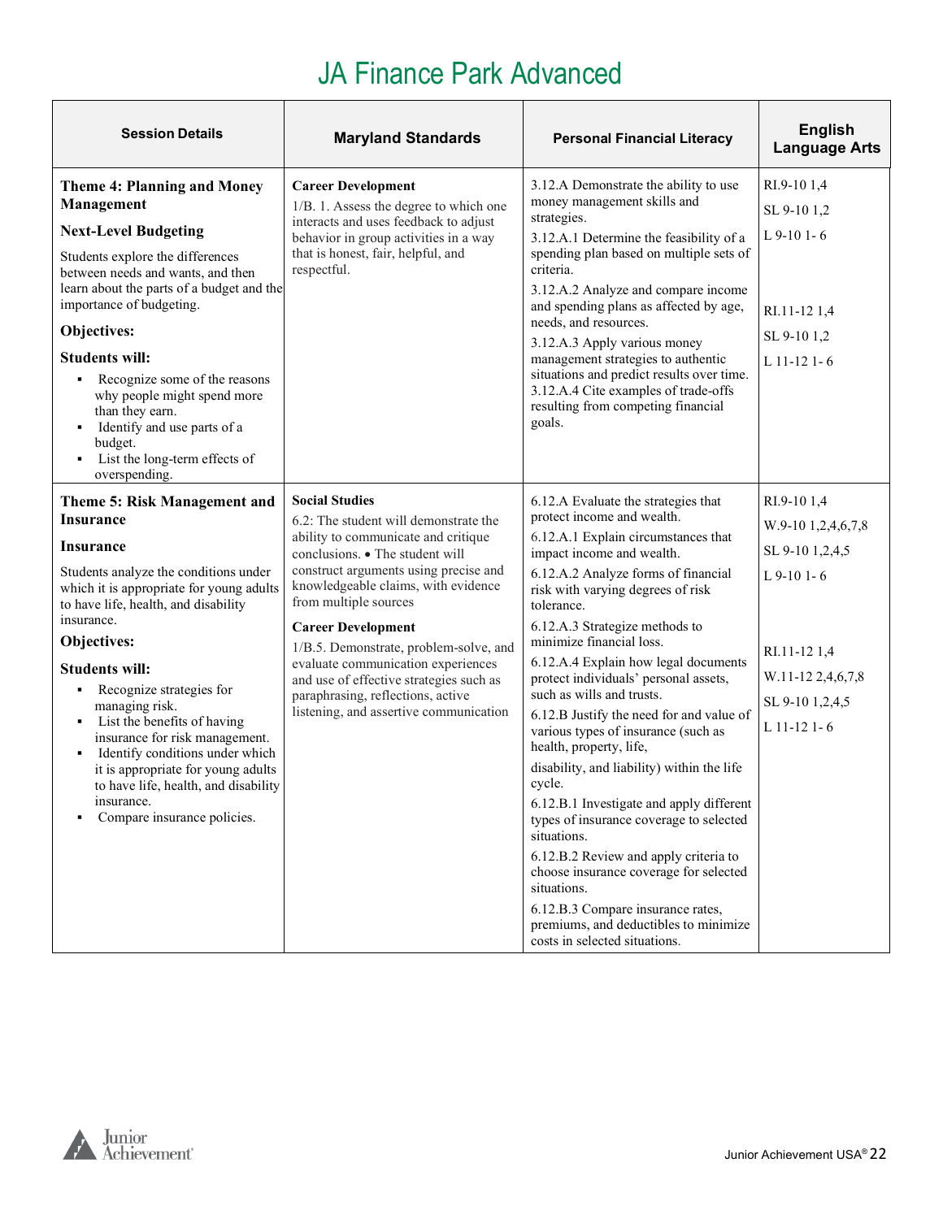# JA Finance Park Advanced

| Session Details | Maryland Standards | Personal Financial Literacy | English Language Arts |
|---|---|---|---|
| **Theme 4: Planning and Money Management**<br><br>**Next-Level Budgeting**<br><br>Students explore the differences between needs and wants, and then learn about the parts of a budget and the importance of budgeting.<br><br>**Objectives:**<br><br>**Students will:**<br>▪ Recognize some of the reasons why people might spend more than they earn.<br>▪ Identify and use parts of a budget.<br>▪ List the long-term effects of overspending. | **Career Development**<br>1/B. 1. Assess the degree to which one interacts and uses feedback to adjust behavior in group activities in a way that is honest, fair, helpful, and respectful. | 3.12.A Demonstrate the ability to use money management skills and strategies.<br>3.12.A.1 Determine the feasibility of a spending plan based on multiple sets of criteria.<br>3.12.A.2 Analyze and compare income and spending plans as affected by age, needs, and resources.<br>3.12.A.3 Apply various money management strategies to authentic situations and predict results over time.<br>3.12.A.4 Cite examples of trade-offs resulting from competing financial goals. | RI.9-10 1,4<br>SL 9-10 1,2<br>L 9-10 1- 6<br><br>RI.11-12 1,4<br>SL 9-10 1,2<br>L 11-12 1- 6 |
| **Theme 5: Risk Management and Insurance**<br><br>**Insurance**<br><br>Students analyze the conditions under which it is appropriate for young adults to have life, health, and disability insurance.<br><br>**Objectives:**<br><br>**Students will:**<br>▪ Recognize strategies for managing risk.<br>▪ List the benefits of having insurance for risk management.<br>▪ Identify conditions under which it is appropriate for young adults to have life, health, and disability insurance.<br>▪ Compare insurance policies. | **Social Studies**<br>6.2: The student will demonstrate the ability to communicate and critique conclusions. • The student will construct arguments using precise and knowledgeable claims, with evidence from multiple sources<br><br>**Career Development**<br>1/B.5. Demonstrate, problem-solve, and evaluate communication experiences and use of effective strategies such as paraphrasing, reflections, active listening, and assertive communication | 6.12.A Evaluate the strategies that protect income and wealth.<br>6.12.A.1 Explain circumstances that impact income and wealth.<br>6.12.A.2 Analyze forms of financial risk with varying degrees of risk tolerance.<br>6.12.A.3 Strategize methods to minimize financial loss.<br>6.12.A.4 Explain how legal documents protect individuals' personal assets, such as wills and trusts.<br>6.12.B Justify the need for and value of various types of insurance (such as health, property, life, disability, and liability) within the life cycle.<br>6.12.B.1 Investigate and apply different types of insurance coverage to selected situations.<br>6.12.B.2 Review and apply criteria to choose insurance coverage for selected situations.<br>6.12.B.3 Compare insurance rates, premiums, and deductibles to minimize costs in selected situations. | RI.9-10 1,4<br>W.9-10 1,2,4,6,7,8<br>SL 9-10 1,2,4,5<br>L 9-10 1- 6<br><br>RI.11-12 1,4<br>W.11-12 2,4,6,7,8<br>SL 9-10 1,2,4,5<br>L 11-12 1- 6 |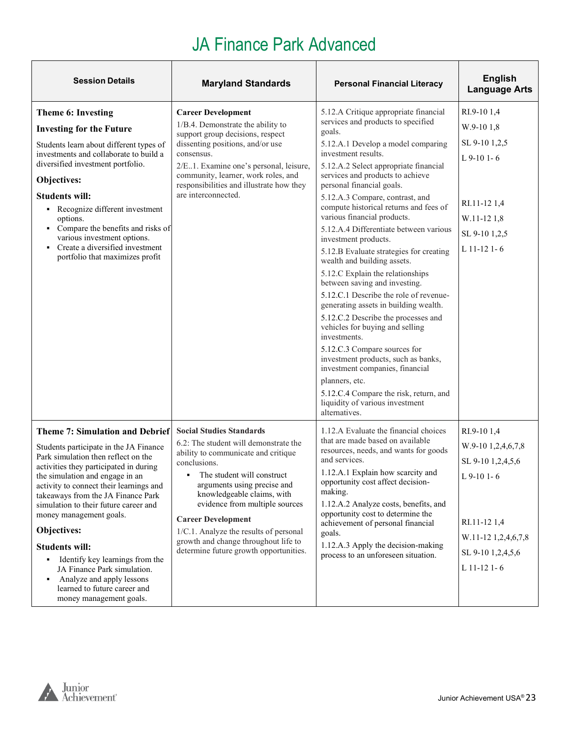# JA Finance Park Advanced

| Session Details | Maryland Standards | Personal Financial Literacy | English Language Arts |
|---|---|---|---|
| **Theme 6: Investing**<br><br>**Investing for the Future**<br><br>Students learn about different types of investments and collaborate to build a diversified investment portfolio.<br><br>**Objectives:**<br><br>**Students will:**<br>▪ Recognize different investment options.<br>▪ Compare the benefits and risks of various investment options.<br>▪ Create a diversified investment portfolio that maximizes profit | **Career Development**<br>1/B.4. Demonstrate the ability to support group decisions, respect dissenting positions, and/or use consensus.<br>2/E..1. Examine one's personal, leisure, community, learner, work roles, and responsibilities and illustrate how they are interconnected. | 5.12.A Critique appropriate financial services and products to specified goals.<br>5.12.A.1 Develop a model comparing investment results.<br>5.12.A.2 Select appropriate financial services and products to achieve personal financial goals.<br>5.12.A.3 Compare, contrast, and compute historical returns and fees of various financial products.<br>5.12.A.4 Differentiate between various investment products.<br>5.12.B Evaluate strategies for creating wealth and building assets.<br>5.12.C Explain the relationships between saving and investing.<br>5.12.C.1 Describe the role of revenue-generating assets in building wealth.<br>5.12.C.2 Describe the processes and vehicles for buying and selling investments.<br>5.12.C.3 Compare sources for investment products, such as banks, investment companies, financial planners, etc.<br>5.12.C.4 Compare the risk, return, and liquidity of various investment alternatives. | RI.9-10 1,4<br>W.9-10 1,8<br>SL 9-10 1,2,5<br>L 9-10 1- 6<br><br>RI.11-12 1,4<br>W.11-12 1,8<br>SL 9-10 1,2,5<br>L 11-12 1- 6 |
| **Theme 7: Simulation and Debrief**<br><br>Students participate in the JA Finance Park simulation then reflect on the activities they participated in during the simulation and engage in an activity to connect their learnings and takeaways from the JA Finance Park simulation to their future career and money management goals.<br><br>**Objectives:**<br><br>**Students will:**<br>▪ Identify key learnings from the JA Finance Park simulation.<br>▪ Analyze and apply lessons learned to future career and money management goals. | **Social Studies Standards**<br>6.2: The student will demonstrate the ability to communicate and critique conclusions.<br>▪ The student will construct arguments using precise and knowledgeable claims, with evidence from multiple sources<br><br>**Career Development**<br>1/C.1. Analyze the results of personal growth and change throughout life to determine future growth opportunities. | 1.12.A Evaluate the financial choices that are made based on available resources, needs, and wants for goods and services.<br>1.12.A.1 Explain how scarcity and opportunity cost affect decision-making.<br>1.12.A.2 Analyze costs, benefits, and opportunity cost to determine the achievement of personal financial goals.<br>1.12.A.3 Apply the decision-making process to an unforeseen situation. | RI.9-10 1,4<br>W.9-10 1,2,4,6,7,8<br>SL 9-10 1,2,4,5,6<br>L 9-10 1- 6<br><br>RI.11-12 1,4<br>W.11-12 1,2,4,6,7,8<br>SL 9-10 1,2,4,5,6<br>L 11-12 1- 6 |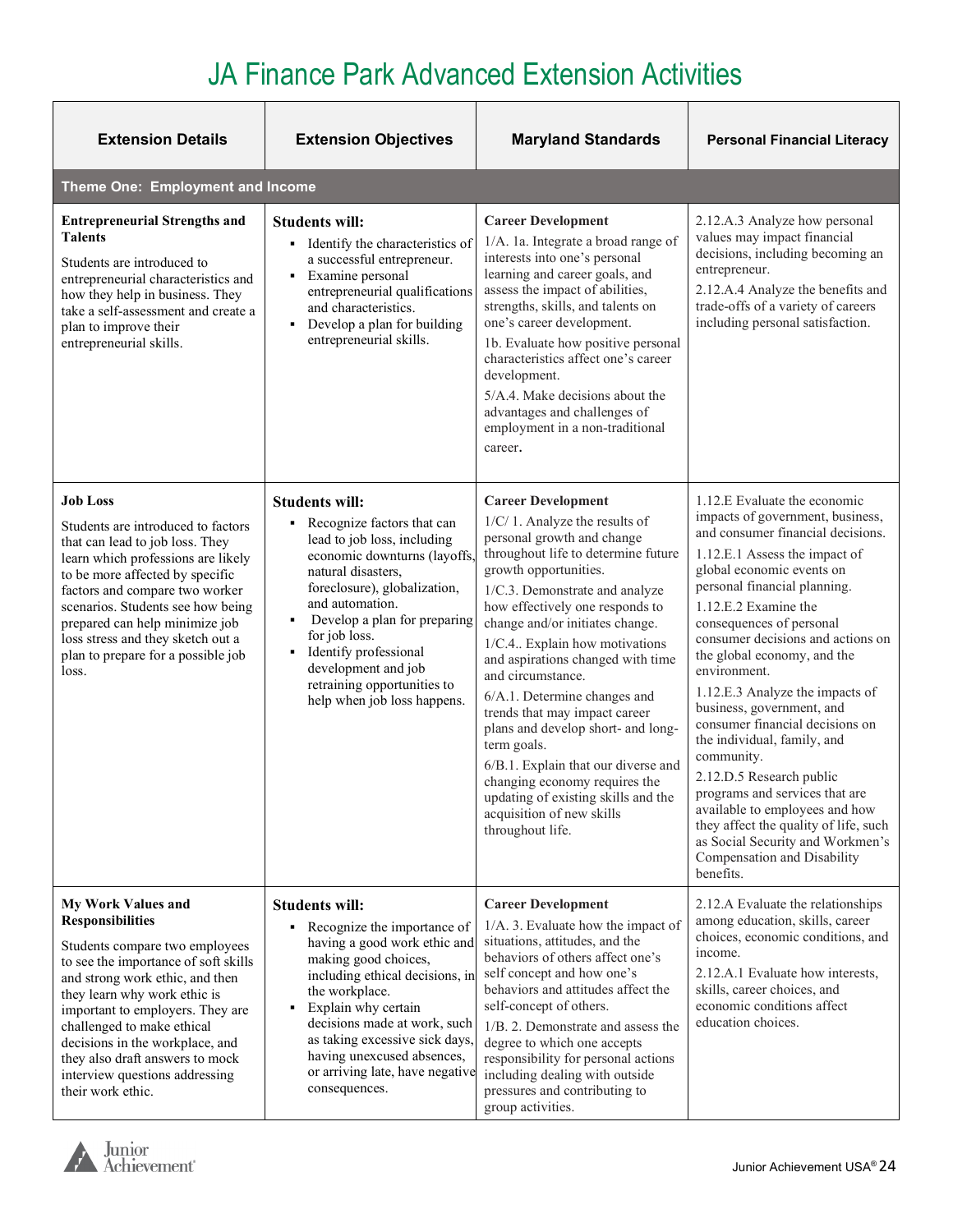# JA Finance Park Advanced Extension Activities

| Extension Details | Extension Objectives | Maryland Standards | Personal Financial Literacy |
|---|---|---|---|
| **Theme One: Employment and Income** | | | |
| **Entrepreneurial Strengths and Talents**<br>Students are introduced to entrepreneurial characteristics and how they help in business. They take a self-assessment and create a plan to improve their entrepreneurial skills. | **Students will:**<br>▪ Identify the characteristics of a successful entrepreneur.<br>▪ Examine personal entrepreneurial qualifications and characteristics.<br>▪ Develop a plan for building entrepreneurial skills. | **Career Development**<br>1/A. 1a. Integrate a broad range of interests into one's personal learning and career goals, and assess the impact of abilities, strengths, skills, and talents on one's career development.<br>1b. Evaluate how positive personal characteristics affect one's career development.<br>5/A.4. Make decisions about the advantages and challenges of employment in a non-traditional career. | 2.12.A.3 Analyze how personal values may impact financial decisions, including becoming an entrepreneur.<br>2.12.A.4 Analyze the benefits and trade-offs of a variety of careers including personal satisfaction. |
| **Job Loss**<br>Students are introduced to factors that can lead to job loss. They learn which professions are likely to be more affected by specific factors and compare two worker scenarios. Students see how being prepared can help minimize job loss stress and they sketch out a plan to prepare for a possible job loss. | **Students will:**<br>▪ Recognize factors that can lead to job loss, including economic downturns (layoffs, natural disasters, foreclosure), globalization, and automation.<br>▪ Develop a plan for preparing for job loss.<br>▪ Identify professional development and job retraining opportunities to help when job loss happens. | **Career Development**<br>1/C/ 1. Analyze the results of personal growth and change throughout life to determine future growth opportunities.<br>1/C.3. Demonstrate and analyze how effectively one responds to change and/or initiates change.<br>1/C.4.. Explain how motivations and aspirations changed with time and circumstance.<br>6/A.1. Determine changes and trends that may impact career plans and develop short- and long-term goals.<br>6/B.1. Explain that our diverse and changing economy requires the updating of existing skills and the acquisition of new skills throughout life. | 1.12.E Evaluate the economic impacts of government, business, and consumer financial decisions.<br>1.12.E.1 Assess the impact of global economic events on personal financial planning.<br>1.12.E.2 Examine the consequences of personal consumer decisions and actions on the global economy, and the environment.<br>1.12.E.3 Analyze the impacts of business, government, and consumer financial decisions on the individual, family, and community.<br>2.12.D.5 Research public programs and services that are available to employees and how they affect the quality of life, such as Social Security and Workmen's Compensation and Disability benefits. |
| **My Work Values and Responsibilities**<br>Students compare two employees to see the importance of soft skills and strong work ethic, and then they learn why work ethic is important to employers. They are challenged to make ethical decisions in the workplace, and they also draft answers to mock interview questions addressing their work ethic. | **Students will:**<br>▪ Recognize the importance of having a good work ethic and making good choices, including ethical decisions, in the workplace.<br>▪ Explain why certain decisions made at work, such as taking excessive sick days, having unexcused absences, or arriving late, have negative consequences. | **Career Development**<br>1/A. 3. Evaluate how the impact of situations, attitudes, and the behaviors of others affect one's self concept and how one's behaviors and attitudes affect the self-concept of others.<br>1/B. 2. Demonstrate and assess the degree to which one accepts responsibility for personal actions including dealing with outside pressures and contributing to group activities. | 2.12.A Evaluate the relationships among education, skills, career choices, economic conditions, and income.<br>2.12.A.1 Evaluate how interests, skills, career choices, and economic conditions affect education choices. |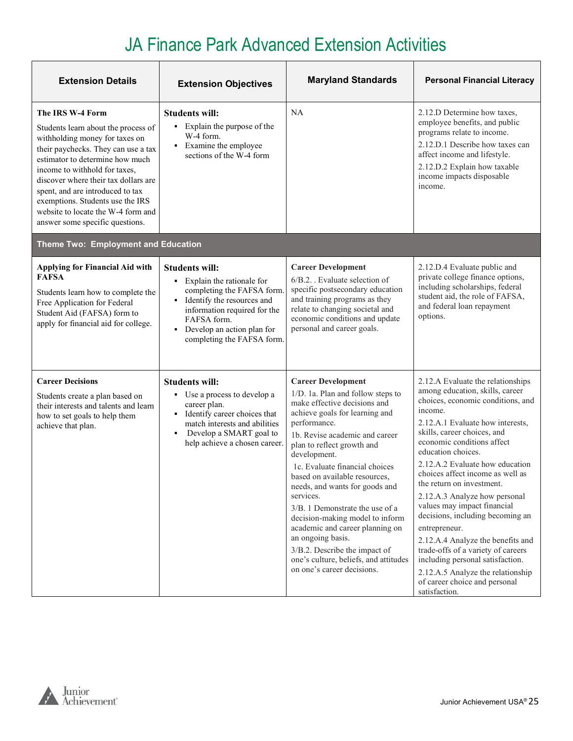# JA Finance Park Advanced Extension Activities

| Extension Details | Extension Objectives | Maryland Standards | Personal Financial Literacy |
|---|---|---|---|
| **The IRS W-4 Form**<br>Students learn about the process of withholding money for taxes on their paychecks. They can use a tax estimator to determine how much income to withhold for taxes, discover where their tax dollars are spent, and are introduced to tax exemptions. Students use the IRS website to locate the W-4 form and answer some specific questions. | **Students will:**<br>▪ Explain the purpose of the W-4 form.<br>▪ Examine the employee sections of the W-4 form | NA | 2.12.D Determine how taxes, employee benefits, and public programs relate to income.<br>2.12.D.1 Describe how taxes can affect income and lifestyle.<br>2.12.D.2 Explain how taxable income impacts disposable income. |
| **Theme Two: Employment and Education** | | | |
| **Applying for Financial Aid with FAFSA**<br>Students learn how to complete the Free Application for Federal Student Aid (FAFSA) form to apply for financial aid for college. | **Students will:**<br>▪ Explain the rationale for completing the FAFSA form.<br>▪ Identify the resources and information required for the FAFSA form.<br>▪ Develop an action plan for completing the FAFSA form. | **Career Development**<br>6/B.2. . Evaluate selection of specific postsecondary education and training programs as they relate to changing societal and economic conditions and update personal and career goals. | 2.12.D.4 Evaluate public and private college finance options, including scholarships, federal student aid, the role of FAFSA, and federal loan repayment options. |
| **Career Decisions**<br>Students create a plan based on their interests and talents and learn how to set goals to help them achieve that plan. | **Students will:**<br>▪ Use a process to develop a career plan.<br>▪ Identify career choices that match interests and abilities<br>▪ Develop a SMART goal to help achieve a chosen career. | **Career Development**<br>1/D. 1a. Plan and follow steps to make effective decisions and achieve goals for learning and performance.<br>1b. Revise academic and career plan to reflect growth and development.<br>1c. Evaluate financial choices based on available resources, needs, and wants for goods and services.<br>3/B. 1 Demonstrate the use of a decision-making model to inform academic and career planning on an ongoing basis.<br>3/B.2. Describe the impact of one's culture, beliefs, and attitudes on one's career decisions. | 2.12.A Evaluate the relationships among education, skills, career choices, economic conditions, and income.<br>2.12.A.1 Evaluate how interests, skills, career choices, and economic conditions affect education choices.<br>2.12.A.2 Evaluate how education choices affect income as well as the return on investment.<br>2.12.A.3 Analyze how personal values may impact financial decisions, including becoming an entrepreneur.<br>2.12.A.4 Analyze the benefits and trade-offs of a variety of careers including personal satisfaction.<br>2.12.A.5 Analyze the relationship of career choice and personal satisfaction. |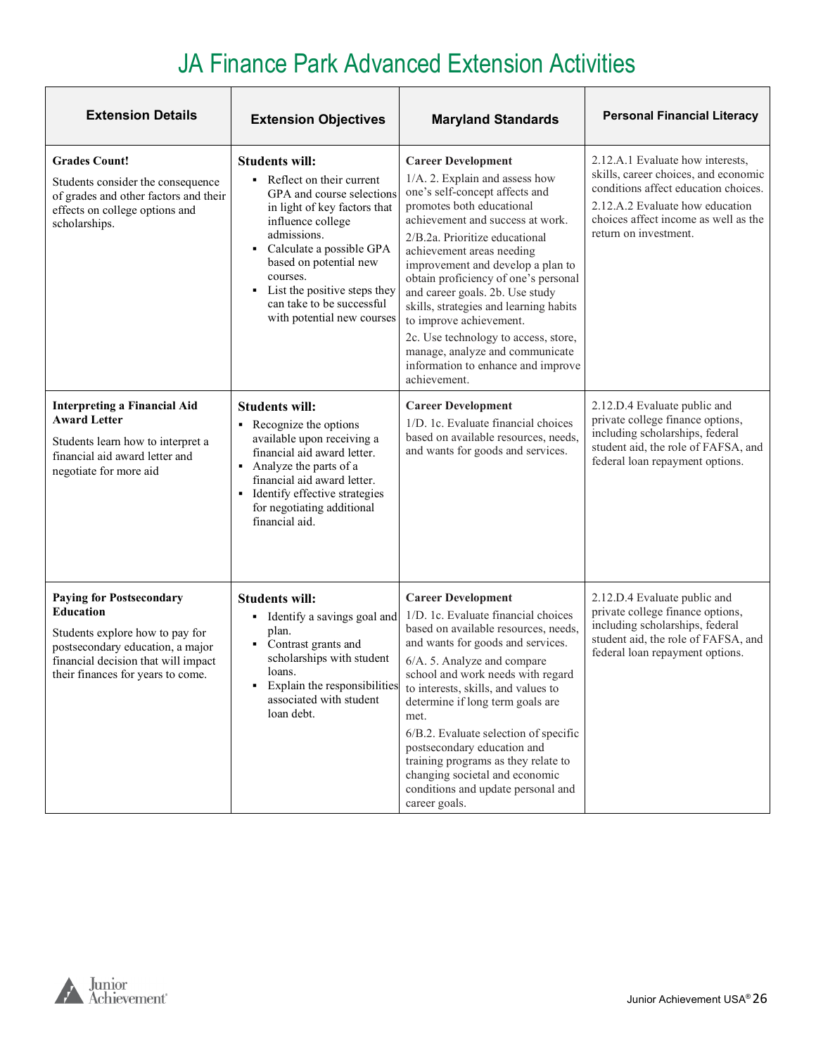# JA Finance Park Advanced Extension Activities

| Extension Details | Extension Objectives | Maryland Standards | Personal Financial Literacy |
|---|---|---|---|
| **Grades Count!**<br>Students consider the consequence of grades and other factors and their effects on college options and scholarships. | **Students will:**<br>▪ Reflect on their current GPA and course selections in light of key factors that influence college admissions.<br>▪ Calculate a possible GPA based on potential new courses.<br>▪ List the positive steps they can take to be successful with potential new courses | **Career Development**<br>1/A. 2. Explain and assess how one's self-concept affects and promotes both educational achievement and success at work.<br>2/B.2a. Prioritize educational achievement areas needing improvement and develop a plan to obtain proficiency of one's personal and career goals. 2b. Use study skills, strategies and learning habits to improve achievement.<br>2c. Use technology to access, store, manage, analyze and communicate information to enhance and improve achievement. | 2.12.A.1 Evaluate how interests, skills, career choices, and economic conditions affect education choices.<br>2.12.A.2 Evaluate how education choices affect income as well as the return on investment. |
| **Interpreting a Financial Aid Award Letter**<br>Students learn how to interpret a financial aid award letter and negotiate for more aid | **Students will:**<br>▪ Recognize the options available upon receiving a financial aid award letter.<br>▪ Analyze the parts of a financial aid award letter.<br>▪ Identify effective strategies for negotiating additional financial aid. | **Career Development**<br>1/D. 1c. Evaluate financial choices based on available resources, needs, and wants for goods and services. | 2.12.D.4 Evaluate public and private college finance options, including scholarships, federal student aid, the role of FAFSA, and federal loan repayment options. |
| **Paying for Postsecondary Education**<br>Students explore how to pay for postsecondary education, a major financial decision that will impact their finances for years to come. | **Students will:**<br>▪ Identify a savings goal and plan.<br>▪ Contrast grants and scholarships with student loans.<br>▪ Explain the responsibilities associated with student loan debt. | **Career Development**<br>1/D. 1c. Evaluate financial choices based on available resources, needs, and wants for goods and services.<br>6/A. 5. Analyze and compare school and work needs with regard to interests, skills, and values to determine if long term goals are met.<br>6/B.2. Evaluate selection of specific postsecondary education and training programs as they relate to changing societal and economic conditions and update personal and career goals. | 2.12.D.4 Evaluate public and private college finance options, including scholarships, federal student aid, the role of FAFSA, and federal loan repayment options. |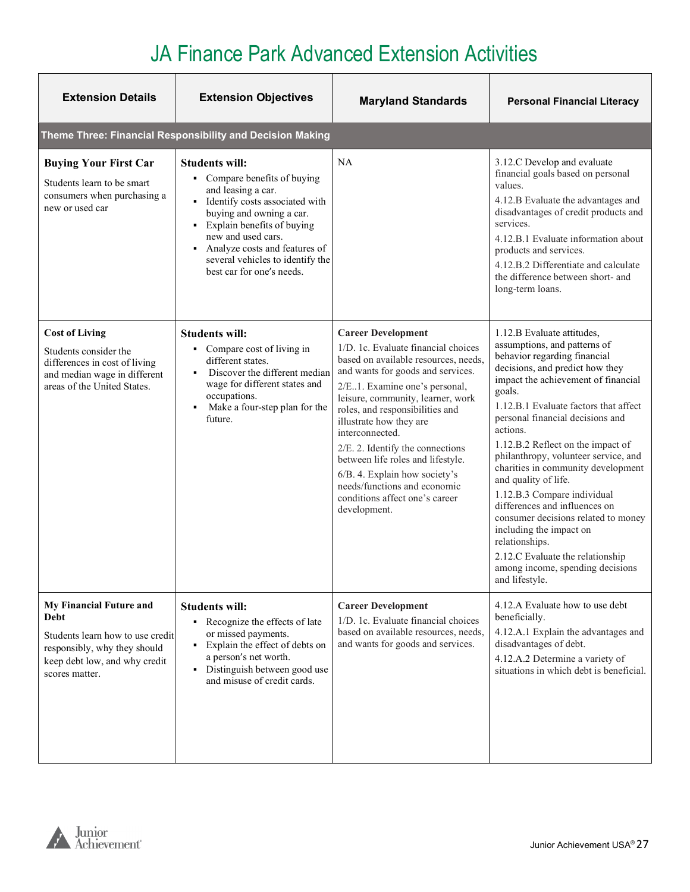# JA Finance Park Advanced Extension Activities

| Extension Details | Extension Objectives | Maryland Standards | Personal Financial Literacy |
|---|---|---|---|
| **Theme Three: Financial Responsibility and Decision Making** | | | |
| **Buying Your First Car**<br>Students learn to be smart consumers when purchasing a new or used car | **Students will:**<br>▪ Compare benefits of buying and leasing a car.<br>▪ Identify costs associated with buying and owning a car.<br>▪ Explain benefits of buying new and used cars.<br>▪ Analyze costs and features of several vehicles to identify the best car for one′s needs. | NA | 3.12.C Develop and evaluate financial goals based on personal values.<br>4.12.B Evaluate the advantages and disadvantages of credit products and services.<br>4.12.B.1 Evaluate information about products and services.<br>4.12.B.2 Differentiate and calculate the difference between short- and long-term loans. |
| **Cost of Living**<br>Students consider the differences in cost of living and median wage in different areas of the United States. | **Students will:**<br>▪ Compare cost of living in different states.<br>▪ Discover the different median wage for different states and occupations.<br>▪ Make a four-step plan for the future. | **Career Development**<br>1/D. 1c. Evaluate financial choices based on available resources, needs, and wants for goods and services.<br>2/E..1. Examine one's personal, leisure, community, learner, work roles, and responsibilities and illustrate how they are interconnected.<br>2/E. 2. Identify the connections between life roles and lifestyle.<br>6/B. 4. Explain how society's needs/functions and economic conditions affect one's career development. | 1.12.B Evaluate attitudes, assumptions, and patterns of behavior regarding financial decisions, and predict how they impact the achievement of financial goals.<br>1.12.B.1 Evaluate factors that affect personal financial decisions and actions.<br>1.12.B.2 Reflect on the impact of philanthropy, volunteer service, and charities in community development and quality of life.<br>1.12.B.3 Compare individual differences and influences on consumer decisions related to money including the impact on relationships.<br>2.12.C Evaluate the relationship among income, spending decisions and lifestyle. |
| **My Financial Future and Debt**<br>Students learn how to use credit responsibly, why they should keep debt low, and why credit scores matter. | **Students will:**<br>▪ Recognize the effects of late or missed payments.<br>▪ Explain the effect of debts on a person′s net worth.<br>▪ Distinguish between good use and misuse of credit cards. | **Career Development**<br>1/D. 1c. Evaluate financial choices based on available resources, needs, and wants for goods and services. | 4.12.A Evaluate how to use debt beneficially.<br>4.12.A.1 Explain the advantages and disadvantages of debt.<br>4.12.A.2 Determine a variety of situations in which debt is beneficial. |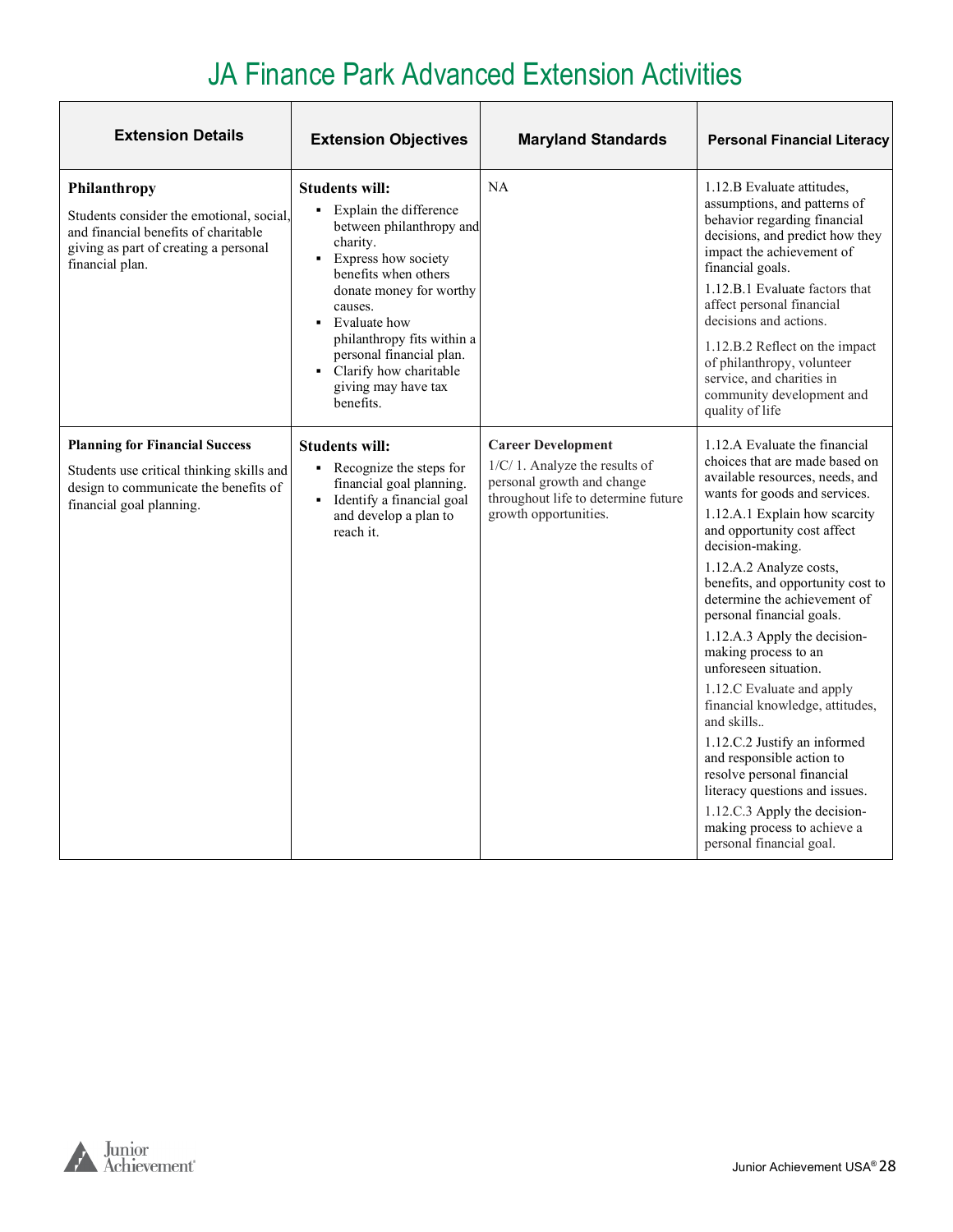# JA Finance Park Advanced Extension Activities

| Extension Details | Extension Objectives | Maryland Standards | Personal Financial Literacy |
|---|---|---|---|
| **Philanthropy**<br>Students consider the emotional, social, and financial benefits of charitable giving as part of creating a personal financial plan. | **Students will:**<br>▪ Explain the difference between philanthropy and charity.<br>▪ Express how society benefits when others donate money for worthy causes.<br>▪ Evaluate how philanthropy fits within a personal financial plan.<br>▪ Clarify how charitable giving may have tax benefits. | NA | 1.12.B Evaluate attitudes, assumptions, and patterns of behavior regarding financial decisions, and predict how they impact the achievement of financial goals.<br>1.12.B.1 Evaluate factors that affect personal financial decisions and actions.<br>1.12.B.2 Reflect on the impact of philanthropy, volunteer service, and charities in community development and quality of life |
| **Planning for Financial Success**<br>Students use critical thinking skills and design to communicate the benefits of financial goal planning. | **Students will:**<br>▪ Recognize the steps for financial goal planning.<br>▪ Identify a financial goal and develop a plan to reach it. | **Career Development**<br>1/C/ 1. Analyze the results of personal growth and change throughout life to determine future growth opportunities. | 1.12.A Evaluate the financial choices that are made based on available resources, needs, and wants for goods and services.<br>1.12.A.1 Explain how scarcity and opportunity cost affect decision-making.<br>1.12.A.2 Analyze costs, benefits, and opportunity cost to determine the achievement of personal financial goals.<br>1.12.A.3 Apply the decision-making process to an unforeseen situation.<br>1.12.C Evaluate and apply financial knowledge, attitudes, and skills..<br>1.12.C.2 Justify an informed and responsible action to resolve personal financial literacy questions and issues.<br>1.12.C.3 Apply the decision-making process to achieve a personal financial goal. |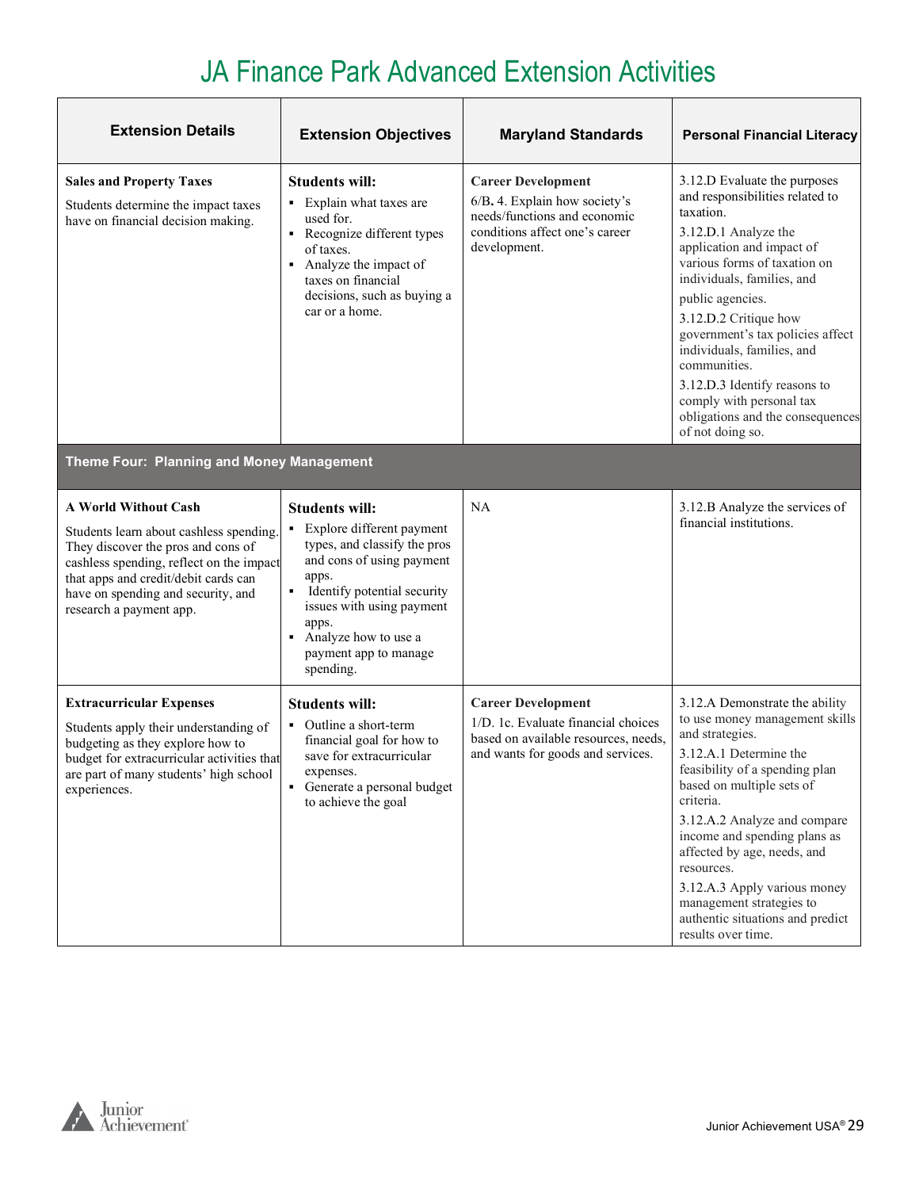# JA Finance Park Advanced Extension Activities

| Extension Details | Extension Objectives | Maryland Standards | Personal Financial Literacy |
|---|---|---|---|
| **Sales and Property Taxes**<br>Students determine the impact taxes have on financial decision making. | **Students will:**<br>▪ Explain what taxes are used for.<br>▪ Recognize different types of taxes.<br>▪ Analyze the impact of taxes on financial decisions, such as buying a car or a home. | **Career Development**<br>6/**B.** 4. Explain how society's needs/functions and economic conditions affect one's career development. | 3.12.D Evaluate the purposes and responsibilities related to taxation.<br>3.12.D.1 Analyze the application and impact of various forms of taxation on individuals, families, and public agencies.<br>3.12.D.2 Critique how government's tax policies affect individuals, families, and communities.<br>3.12.D.3 Identify reasons to comply with personal tax obligations and the consequences of not doing so. |
| **Theme Four: Planning and Money Management** | | | |
| **A World Without Cash**<br>Students learn about cashless spending. They discover the pros and cons of cashless spending, reflect on the impact that apps and credit/debit cards can have on spending and security, and research a payment app. | **Students will:**<br>▪ Explore different payment types, and classify the pros and cons of using payment apps.<br>▪ Identify potential security issues with using payment apps.<br>▪ Analyze how to use a payment app to manage spending. | NA | 3.12.B Analyze the services of financial institutions. |
| **Extracurricular Expenses**<br>Students apply their understanding of budgeting as they explore how to budget for extracurricular activities that are part of many students' high school experiences. | **Students will:**<br>▪ Outline a short-term financial goal for how to save for extracurricular expenses.<br>▪ Generate a personal budget to achieve the goal | **Career Development**<br>1/D. 1c. Evaluate financial choices based on available resources, needs, and wants for goods and services. | 3.12.A Demonstrate the ability to use money management skills and strategies.<br>3.12.A.1 Determine the feasibility of a spending plan based on multiple sets of criteria.<br>3.12.A.2 Analyze and compare income and spending plans as affected by age, needs, and resources.<br>3.12.A.3 Apply various money management strategies to authentic situations and predict results over time. |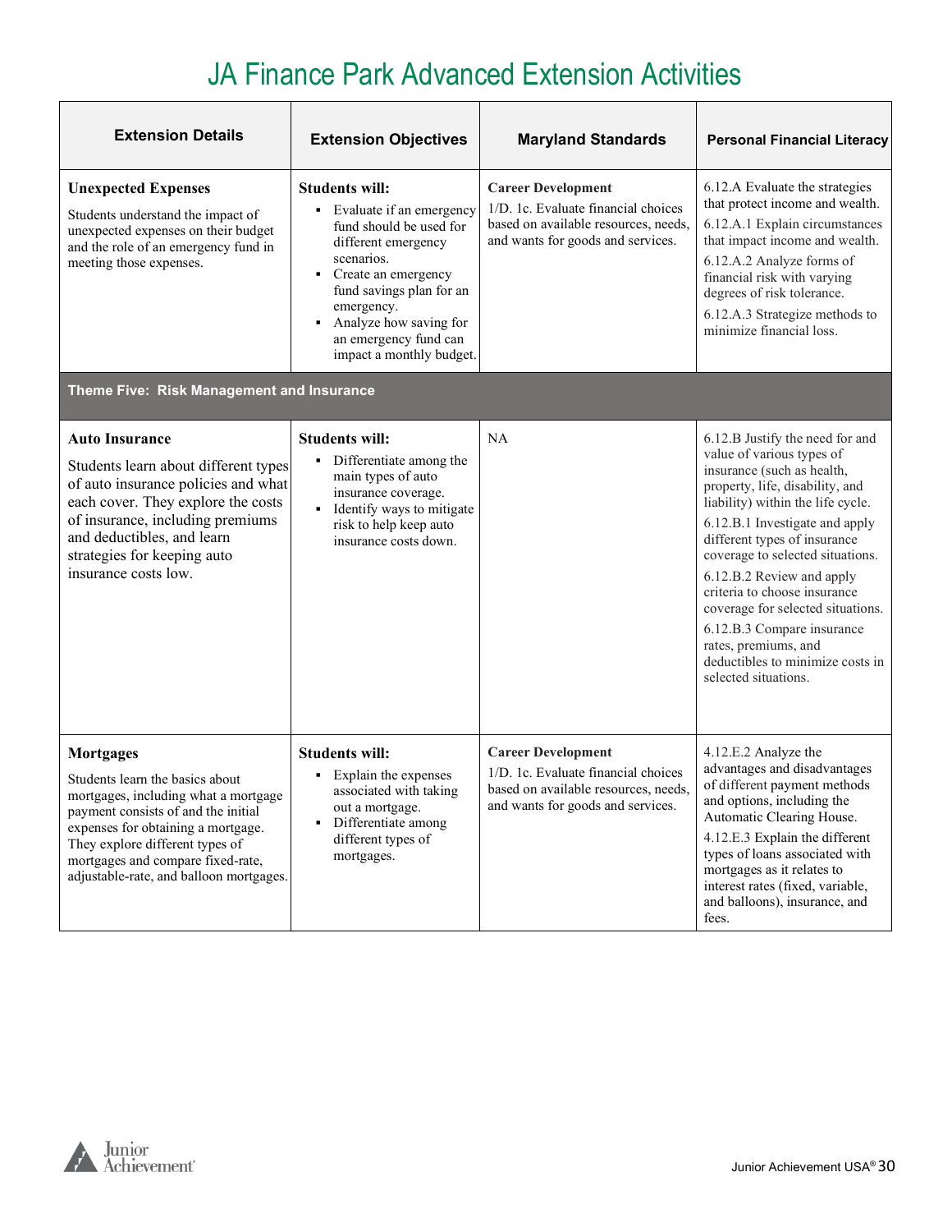# JA Finance Park Advanced Extension Activities

| Extension Details | Extension Objectives | Maryland Standards | Personal Financial Literacy |
|---|---|---|---|
| **Unexpected Expenses**<br>Students understand the impact of unexpected expenses on their budget and the role of an emergency fund in meeting those expenses. | **Students will:**<br>▪ Evaluate if an emergency fund should be used for different emergency scenarios.<br>▪ Create an emergency fund savings plan for an emergency.<br>▪ Analyze how saving for an emergency fund can impact a monthly budget. | **Career Development**<br>1/D. 1c. Evaluate financial choices based on available resources, needs, and wants for goods and services. | 6.12.A Evaluate the strategies that protect income and wealth.<br>6.12.A.1 Explain circumstances that impact income and wealth.<br>6.12.A.2 Analyze forms of financial risk with varying degrees of risk tolerance.<br>6.12.A.3 Strategize methods to minimize financial loss. |
| **Theme Five: Risk Management and Insurance** | | | |
| **Auto Insurance**<br>Students learn about different types of auto insurance policies and what each cover. They explore the costs of insurance, including premiums and deductibles, and learn strategies for keeping auto insurance costs low. | **Students will:**<br>▪ Differentiate among the main types of auto insurance coverage.<br>▪ Identify ways to mitigate risk to help keep auto insurance costs down. | NA | 6.12.B Justify the need for and value of various types of insurance (such as health, property, life, disability, and liability) within the life cycle.<br>6.12.B.1 Investigate and apply different types of insurance coverage to selected situations.<br>6.12.B.2 Review and apply criteria to choose insurance coverage for selected situations.<br>6.12.B.3 Compare insurance rates, premiums, and deductibles to minimize costs in selected situations. |
| **Mortgages**<br>Students learn the basics about mortgages, including what a mortgage payment consists of and the initial expenses for obtaining a mortgage. They explore different types of mortgages and compare fixed-rate, adjustable-rate, and balloon mortgages. | **Students will:**<br>▪ Explain the expenses associated with taking out a mortgage.<br>▪ Differentiate among different types of mortgages. | **Career Development**<br>1/D. 1c. Evaluate financial choices based on available resources, needs, and wants for goods and services. | 4.12.E.2 Analyze the advantages and disadvantages of different payment methods and options, including the Automatic Clearing House.<br>4.12.E.3 Explain the different types of loans associated with mortgages as it relates to interest rates (fixed, variable, and balloons), insurance, and fees. |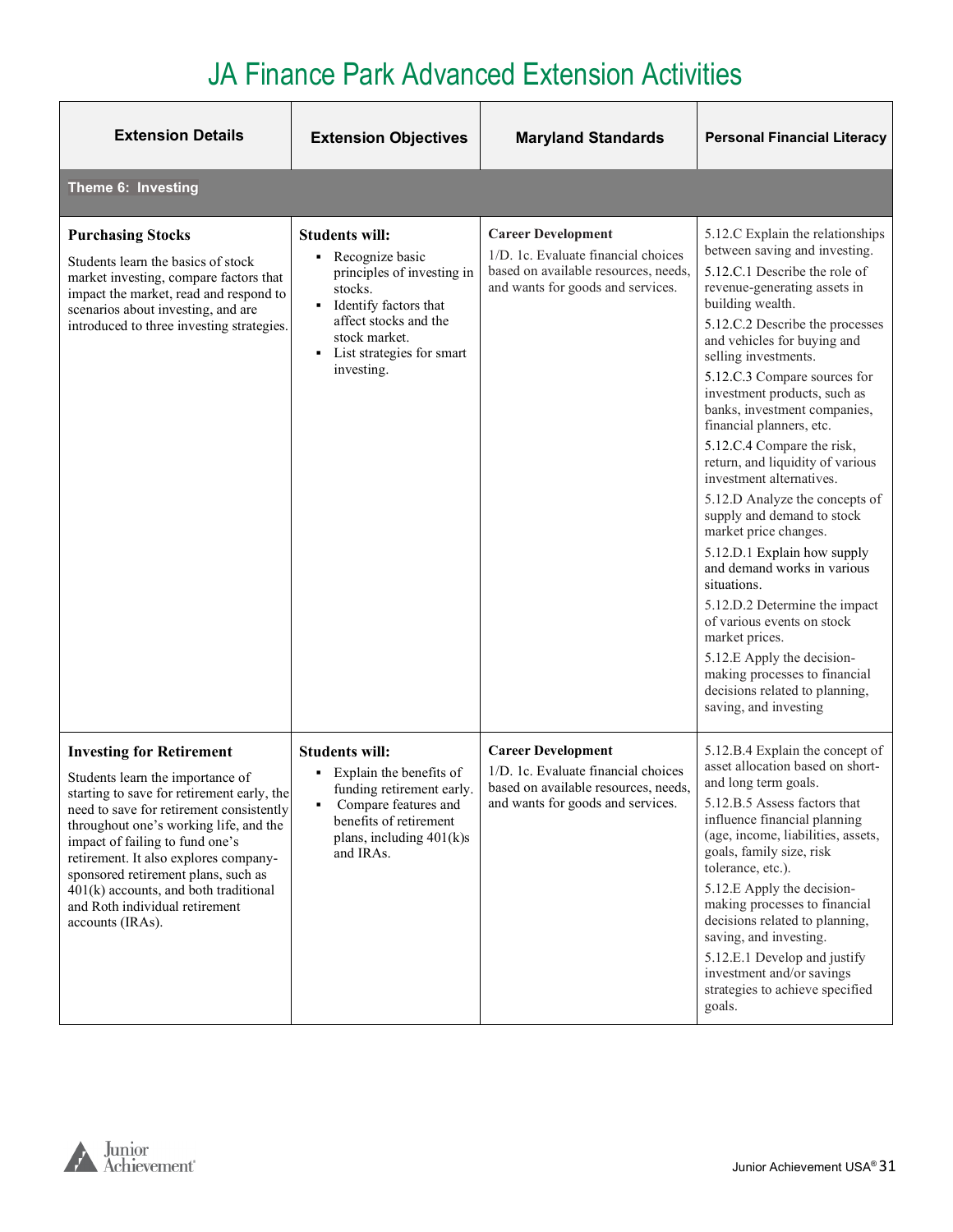# JA Finance Park Advanced Extension Activities

| Extension Details | Extension Objectives | Maryland Standards | Personal Financial Literacy |
|---|---|---|---|
| **Theme 6: Investing** | | | |
| **Purchasing Stocks**<br>Students learn the basics of stock market investing, compare factors that impact the market, read and respond to scenarios about investing, and are introduced to three investing strategies. | **Students will:**<br>▪ Recognize basic principles of investing in stocks.<br>▪ Identify factors that affect stocks and the stock market.<br>▪ List strategies for smart investing. | **Career Development**<br>1/D. 1c. Evaluate financial choices based on available resources, needs, and wants for goods and services. | 5.12.C Explain the relationships between saving and investing.<br>5.12.C.1 Describe the role of revenue-generating assets in building wealth.<br>5.12.C.2 Describe the processes and vehicles for buying and selling investments.<br>5.12.C.3 Compare sources for investment products, such as banks, investment companies, financial planners, etc.<br>5.12.C.4 Compare the risk, return, and liquidity of various investment alternatives.<br>5.12.D Analyze the concepts of supply and demand to stock market price changes.<br>5.12.D.1 Explain how supply and demand works in various situations.<br>5.12.D.2 Determine the impact of various events on stock market prices.<br>5.12.E Apply the decision-making processes to financial decisions related to planning, saving, and investing |
| **Investing for Retirement**<br>Students learn the importance of starting to save for retirement early, the need to save for retirement consistently throughout one's working life, and the impact of failing to fund one's retirement. It also explores company-sponsored retirement plans, such as 401(k) accounts, and both traditional and Roth individual retirement accounts (IRAs). | **Students will:**<br>▪ Explain the benefits of funding retirement early.<br>▪ Compare features and benefits of retirement plans, including 401(k)s and IRAs. | **Career Development**<br>1/D. 1c. Evaluate financial choices based on available resources, needs, and wants for goods and services. | 5.12.B.4 Explain the concept of asset allocation based on short- and long term goals.<br>5.12.B.5 Assess factors that influence financial planning (age, income, liabilities, assets, goals, family size, risk tolerance, etc.).<br>5.12.E Apply the decision-making processes to financial decisions related to planning, saving, and investing.<br>5.12.E.1 Develop and justify investment and/or savings strategies to achieve specified goals. |